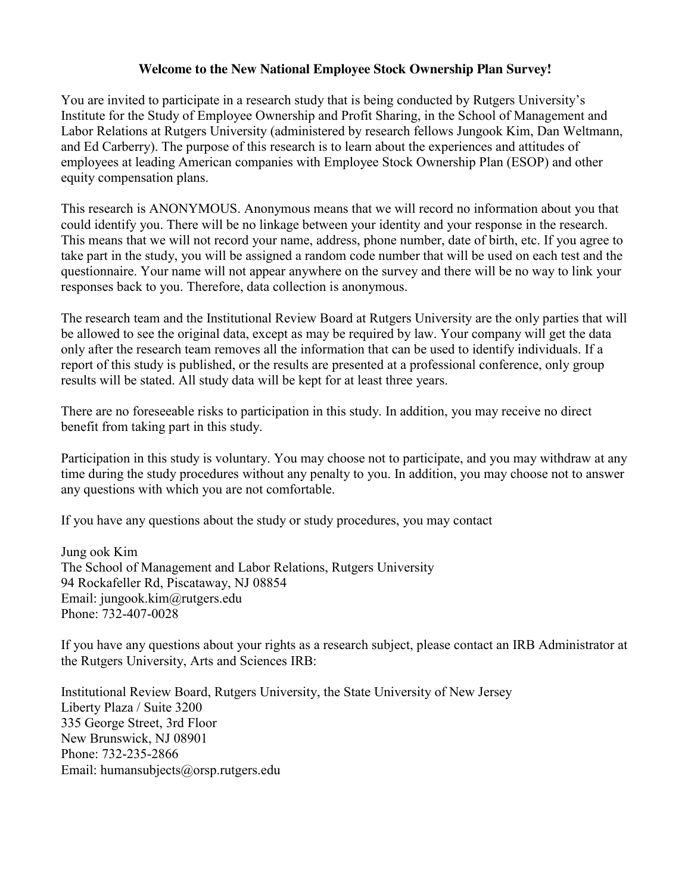**Welcome to the New National Employee Stock Ownership Plan Survey!**

You are invited to participate in a research study that is being conducted by Rutgers University's Institute for the Study of Employee Ownership and Profit Sharing, in the School of Management and Labor Relations at Rutgers University (administered by research fellows Jungook Kim, Dan Weltmann, and Ed Carberry). The purpose of this research is to learn about the experiences and attitudes of employees at leading American companies with Employee Stock Ownership Plan (ESOP) and other equity compensation plans.

This research is ANONYMOUS. Anonymous means that we will record no information about you that could identify you. There will be no linkage between your identity and your response in the research. This means that we will not record your name, address, phone number, date of birth, etc. If you agree to take part in the study, you will be assigned a random code number that will be used on each test and the questionnaire. Your name will not appear anywhere on the survey and there will be no way to link your responses back to you. Therefore, data collection is anonymous.

The research team and the Institutional Review Board at Rutgers University are the only parties that will be allowed to see the original data, except as may be required by law. Your company will get the data only after the research team removes all the information that can be used to identify individuals. If a report of this study is published, or the results are presented at a professional conference, only group results will be stated. All study data will be kept for at least three years.

There are no foreseeable risks to participation in this study. In addition, you may receive no direct benefit from taking part in this study.

Participation in this study is voluntary. You may choose not to participate, and you may withdraw at any time during the study procedures without any penalty to you. In addition, you may choose not to answer any questions with which you are not comfortable.

If you have any questions about the study or study procedures, you may contact

Jung ook Kim
The School of Management and Labor Relations, Rutgers University
94 Rockafeller Rd, Piscataway, NJ 08854
Email: jungook.kim@rutgers.edu
Phone: 732-407-0028

If you have any questions about your rights as a research subject, please contact an IRB Administrator at the Rutgers University, Arts and Sciences IRB:

Institutional Review Board, Rutgers University, the State University of New Jersey
Liberty Plaza / Suite 3200
335 George Street, 3rd Floor
New Brunswick, NJ 08901
Phone: 732-235-2866
Email: humansubjects@orsp.rutgers.edu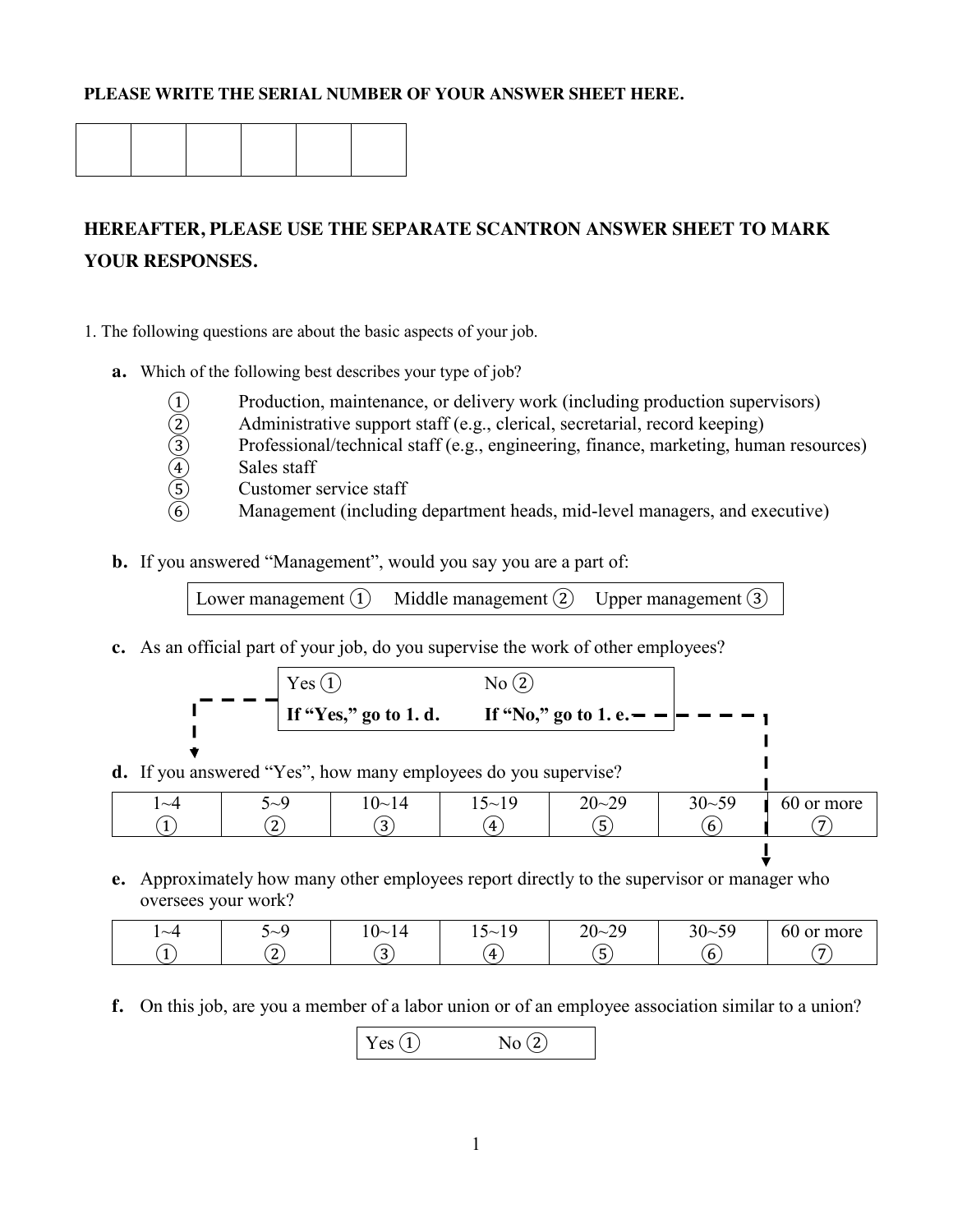**PLEASE WRITE THE SERIAL NUMBER OF YOUR ANSWER SHEET HERE.**

| | | | | | |
|---|---|---|---|---|---|
| | | | | | |

**HEREAFTER, PLEASE USE THE SEPARATE SCANTRON ANSWER SHEET TO MARK YOUR RESPONSES.**

1. The following questions are about the basic aspects of your job.

**a.** Which of the following best describes your type of job?

① Production, maintenance, or delivery work (including production supervisors)
② Administrative support staff (e.g., clerical, secretarial, record keeping)
③ Professional/technical staff (e.g., engineering, finance, marketing, human resources)
④ Sales staff
⑤ Customer service staff
⑥ Management (including department heads, mid-level managers, and executive)

**b.** If you answered "Management", would you say you are a part of:

| Lower management ① | Middle management ② | Upper management ③ |
|---|---|---|

**c.** As an official part of your job, do you supervise the work of other employees?

| Yes ① | No ② |
|---|---|
| **If "Yes," go to 1. d.** | **If "No," go to 1. e.** |

**d.** If you answered "Yes", how many employees do you supervise?

| 1~4 | 5~9 | 10~14 | 15~19 | 20~29 | 30~59 | 60 or more |
|---|---|---|---|---|---|---|
| ① | ② | ③ | ④ | ⑤ | ⑥ | ⑦ |

**e.** Approximately how many other employees report directly to the supervisor or manager who oversees your work?

| 1~4 | 5~9 | 10~14 | 15~19 | 20~29 | 30~59 | 60 or more |
|---|---|---|---|---|---|---|
| ① | ② | ③ | ④ | ⑤ | ⑥ | ⑦ |

**f.** On this job, are you a member of a labor union or of an employee association similar to a union?

| Yes ① | No ② |
|---|---|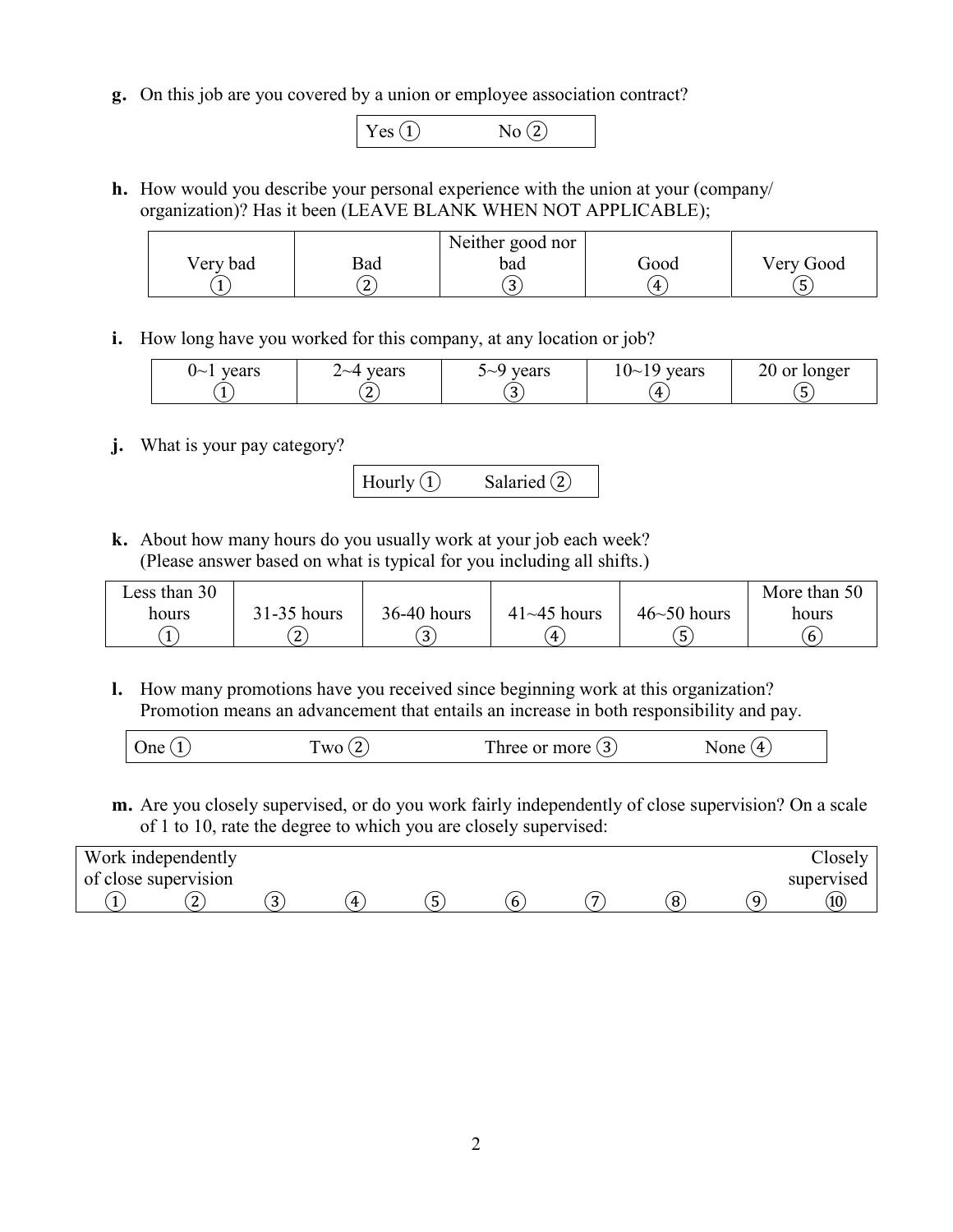**g.** On this job are you covered by a union or employee association contract?

| Yes ① | No ② |
|---|---|

**h.** How would you describe your personal experience with the union at your (company/ organization)? Has it been (LEAVE BLANK WHEN NOT APPLICABLE);

| Very bad ① | Bad ② | Neither good nor bad ③ | Good ④ | Very Good ⑤ |
|---|---|---|---|---|

**i.** How long have you worked for this company, at any location or job?

| 0~1 years ① | 2~4 years ② | 5~9 years ③ | 10~19 years ④ | 20 or longer ⑤ |
|---|---|---|---|---|

**j.** What is your pay category?

| Hourly ① | Salaried ② |
|---|---|

**k.** About how many hours do you usually work at your job each week? (Please answer based on what is typical for you including all shifts.)

| Less than 30 hours ① | 31-35 hours ② | 36-40 hours ③ | 41~45 hours ④ | 46~50 hours ⑤ | More than 50 hours ⑥ |
|---|---|---|---|---|---|

**l.** How many promotions have you received since beginning work at this organization? Promotion means an advancement that entails an increase in both responsibility and pay.

| One ① | Two ② | Three or more ③ | None ④ |
|---|---|---|---|

**m.** Are you closely supervised, or do you work fairly independently of close supervision? On a scale of 1 to 10, rate the degree to which you are closely supervised:

| Work independently of close supervision | | | | | | | | | Closely supervised |
|---|---|---|---|---|---|---|---|---|---|
| ① | ② | ③ | ④ | ⑤ | ⑥ | ⑦ | ⑧ | ⑨ | ⑩ |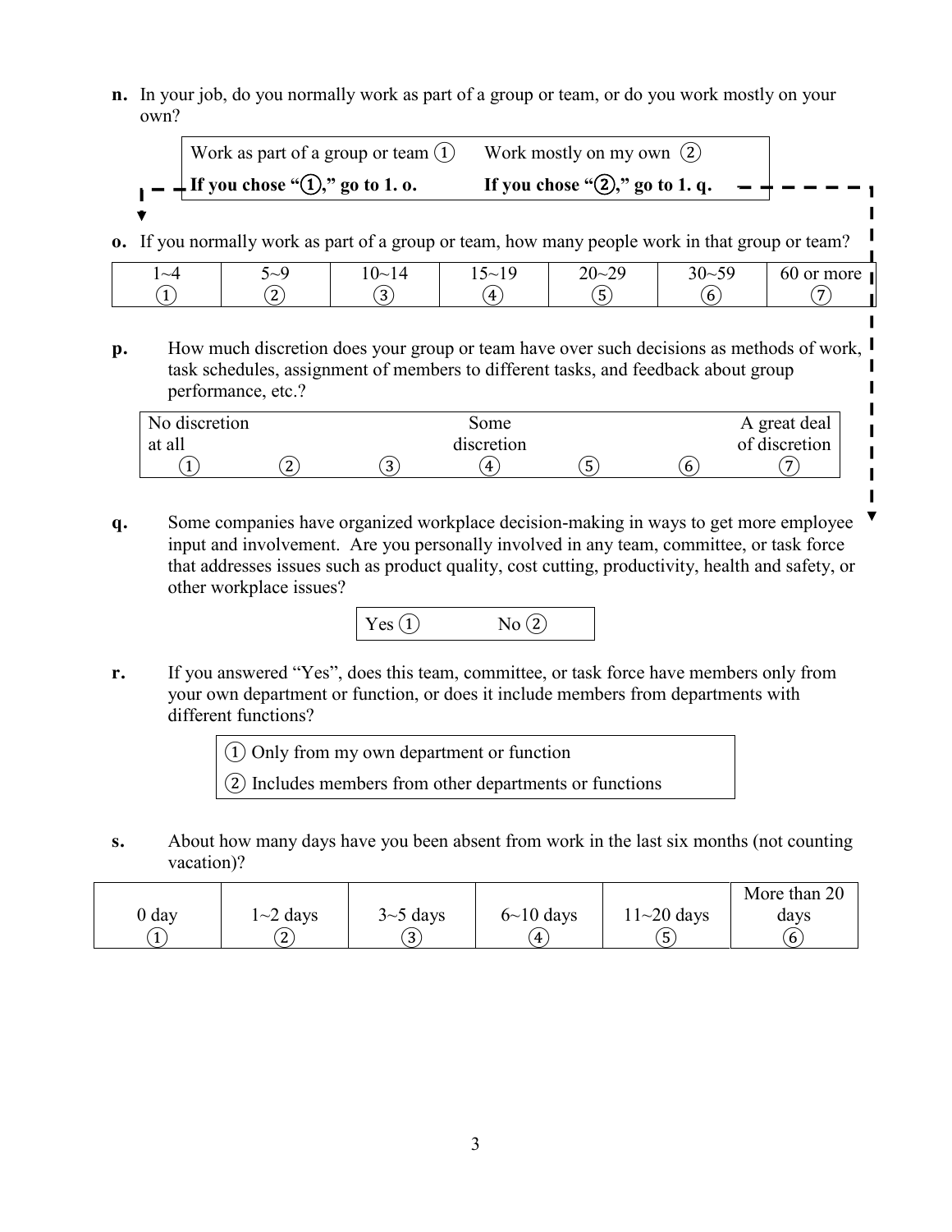**n.** In your job, do you normally work as part of a group or team, or do you work mostly on your own?

| Work as part of a group or team ① | Work mostly on my own ② |
|---|---|
| **If you chose "①," go to 1. o.** | **If you chose "②," go to 1. q.** |

**o.** If you normally work as part of a group or team, how many people work in that group or team?

| 1~4 | 5~9 | 10~14 | 15~19 | 20~29 | 30~59 | 60 or more |
|---|---|---|---|---|---|---|
| ① | ② | ③ | ④ | ⑤ | ⑥ | ⑦ |

**p.** How much discretion does your group or team have over such decisions as methods of work, task schedules, assignment of members to different tasks, and feedback about group performance, etc.?

| No discretion at all | | | Some discretion | | | A great deal of discretion |
|---|---|---|---|---|---|---|
| ① | ② | ③ | ④ | ⑤ | ⑥ | ⑦ |

**q.** Some companies have organized workplace decision-making in ways to get more employee input and involvement. Are you personally involved in any team, committee, or task force that addresses issues such as product quality, cost cutting, productivity, health and safety, or other workplace issues?

| Yes ① | No ② |
|---|---|

**r.** If you answered "Yes", does this team, committee, or task force have members only from your own department or function, or does it include members from departments with different functions?

① Only from my own department or function

② Includes members from other departments or functions

**s.** About how many days have you been absent from work in the last six months (not counting vacation)?

| 0 day | 1~2 days | 3~5 days | 6~10 days | 11~20 days | More than 20 days |
|---|---|---|---|---|---|
| ① | ② | ③ | ④ | ⑤ | ⑥ |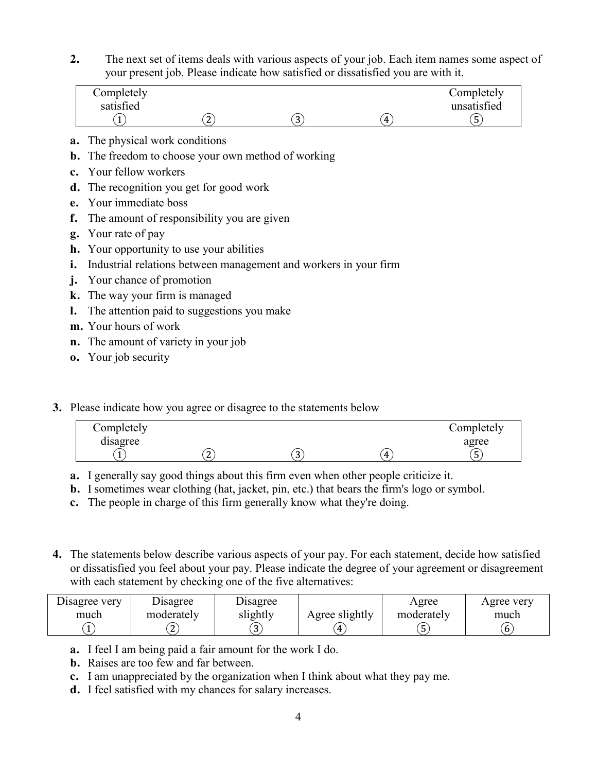**2.** The next set of items deals with various aspects of your job. Each item names some aspect of your present job. Please indicate how satisfied or dissatisfied you are with it.

| Completely satisfied | | | | Completely unsatisfied |
|---|---|---|---|---|
| ① | ② | ③ | ④ | ⑤ |

- **a.** The physical work conditions
- **b.** The freedom to choose your own method of working
- **c.** Your fellow workers
- **d.** The recognition you get for good work
- **e.** Your immediate boss
- **f.** The amount of responsibility you are given
- **g.** Your rate of pay
- **h.** Your opportunity to use your abilities
- **i.** Industrial relations between management and workers in your firm
- **j.** Your chance of promotion
- **k.** The way your firm is managed
- **l.** The attention paid to suggestions you make
- **m.** Your hours of work
- **n.** The amount of variety in your job
- **o.** Your job security

**3.** Please indicate how you agree or disagree to the statements below

| Completely disagree | | | | Completely agree |
|---|---|---|---|---|
| ① | ② | ③ | ④ | ⑤ |

- **a.** I generally say good things about this firm even when other people criticize it.
- **b.** I sometimes wear clothing (hat, jacket, pin, etc.) that bears the firm's logo or symbol.
- **c.** The people in charge of this firm generally know what they're doing.

**4.** The statements below describe various aspects of your pay. For each statement, decide how satisfied or dissatisfied you feel about your pay. Please indicate the degree of your agreement or disagreement with each statement by checking one of the five alternatives:

| Disagree very much | Disagree moderately | Disagree slightly | Agree slightly | Agree moderately | Agree very much |
|---|---|---|---|---|---|
| ① | ② | ③ | ④ | ⑤ | ⑥ |

- **a.** I feel I am being paid a fair amount for the work I do.
- **b.** Raises are too few and far between.
- **c.** I am unappreciated by the organization when I think about what they pay me.
- **d.** I feel satisfied with my chances for salary increases.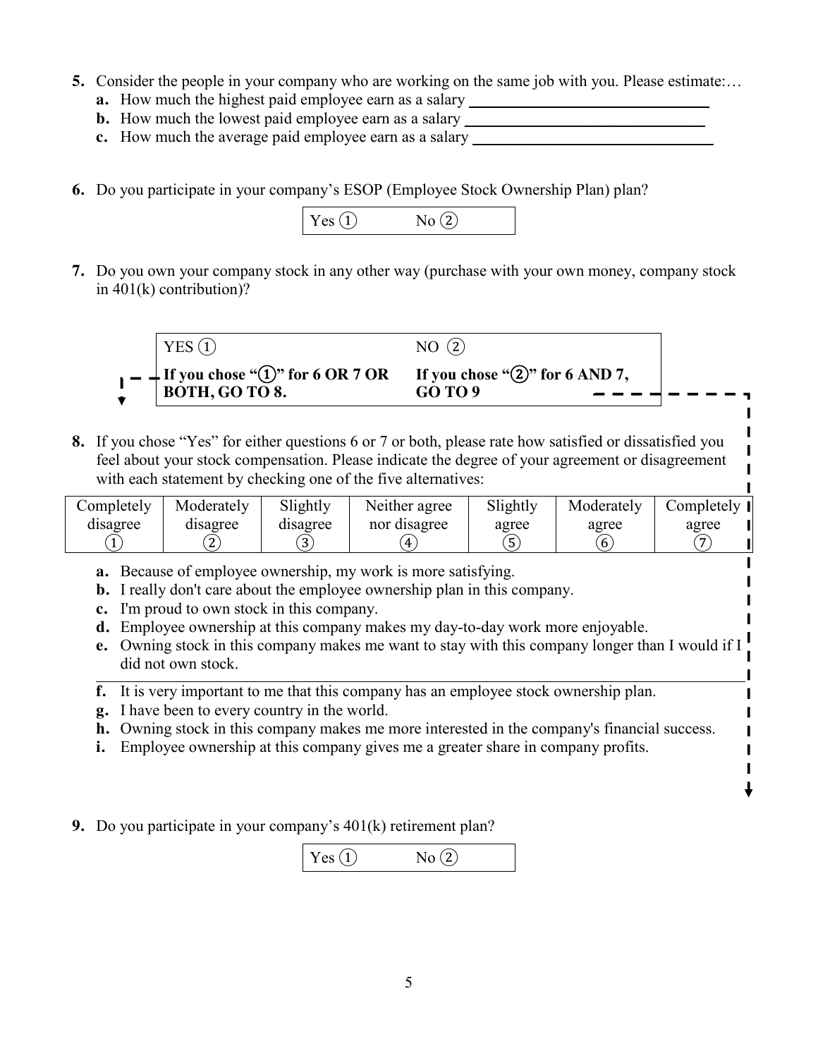5. Consider the people in your company who are working on the same job with you. Please estimate:…
   - **a.** How much the highest paid employee earn as a salary ______________________________
   - **b.** How much the lowest paid employee earn as a salary ______________________________
   - **c.** How much the average paid employee earn as a salary ______________________________

6. Do you participate in your company's ESOP (Employee Stock Ownership Plan) plan?

| Yes ① | No ② |
|---|---|

7. Do you own your company stock in any other way (purchase with your own money, company stock in 401(k) contribution)?

| YES ① | NO ② |
|---|---|
| **If you chose "①" for 6 OR 7 OR BOTH, GO TO 8.** | **If you chose "②" for 6 AND 7, GO TO 9** |

8. If you chose "Yes" for either questions 6 or 7 or both, please rate how satisfied or dissatisfied you feel about your stock compensation. Please indicate the degree of your agreement or disagreement with each statement by checking one of the five alternatives:

| Completely disagree ① | Moderately disagree ② | Slightly disagree ③ | Neither agree nor disagree ④ | Slightly agree ⑤ | Moderately agree ⑥ | Completely agree ⑦ |
|---|---|---|---|---|---|---|

   - **a.** Because of employee ownership, my work is more satisfying.
   - **b.** I really don't care about the employee ownership plan in this company.
   - **c.** I'm proud to own stock in this company.
   - **d.** Employee ownership at this company makes my day-to-day work more enjoyable.
   - **e.** Owning stock in this company makes me want to stay with this company longer than I would if I did not own stock.
   - **f.** It is very important to me that this company has an employee stock ownership plan.
   - **g.** I have been to every country in the world.
   - **h.** Owning stock in this company makes me more interested in the company's financial success.
   - **i.** Employee ownership at this company gives me a greater share in company profits.

9. Do you participate in your company's 401(k) retirement plan?

| Yes ① | No ② |
|---|---|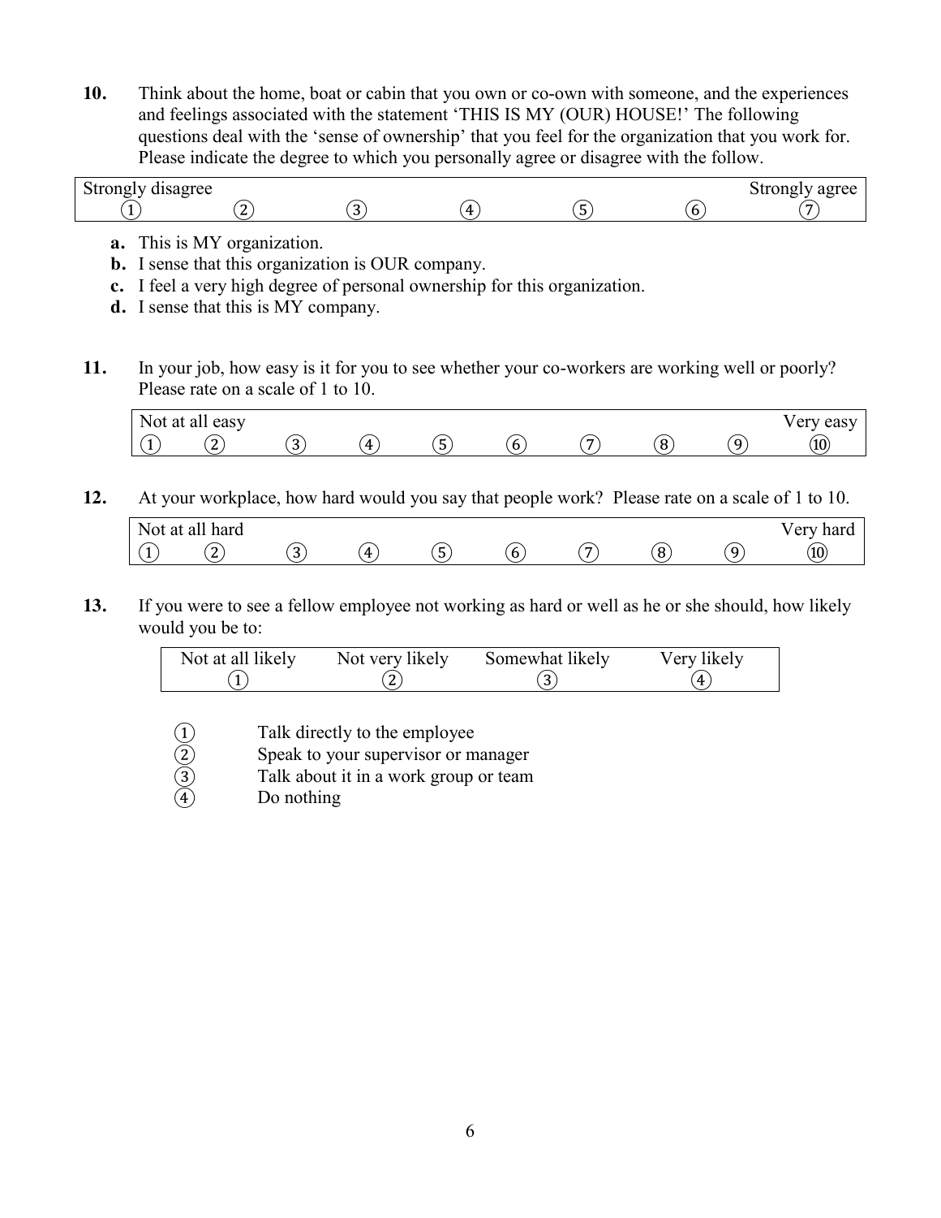**10.** Think about the home, boat or cabin that you own or co-own with someone, and the experiences and feelings associated with the statement 'THIS IS MY (OUR) HOUSE!' The following questions deal with the 'sense of ownership' that you feel for the organization that you work for. Please indicate the degree to which you personally agree or disagree with the follow.

| Strongly disagree | | | | | | Strongly agree |
|---|---|---|---|---|---|---|
| ① | ② | ③ | ④ | ⑤ | ⑥ | ⑦ |

**a.** This is MY organization.
**b.** I sense that this organization is OUR company.
**c.** I feel a very high degree of personal ownership for this organization.
**d.** I sense that this is MY company.

**11.** In your job, how easy is it for you to see whether your co-workers are working well or poorly? Please rate on a scale of 1 to 10.

| Not at all easy | | | | | | | | | Very easy |
|---|---|---|---|---|---|---|---|---|---|
| ① | ② | ③ | ④ | ⑤ | ⑥ | ⑦ | ⑧ | ⑨ | ⑩ |

**12.** At your workplace, how hard would you say that people work? Please rate on a scale of 1 to 10.

| Not at all hard | | | | | | | | | Very hard |
|---|---|---|---|---|---|---|---|---|---|
| ① | ② | ③ | ④ | ⑤ | ⑥ | ⑦ | ⑧ | ⑨ | ⑩ |

**13.** If you were to see a fellow employee not working as hard or well as he or she should, how likely would you be to:

| Not at all likely | Not very likely | Somewhat likely | Very likely |
|---|---|---|---|
| ① | ② | ③ | ④ |

① Talk directly to the employee
② Speak to your supervisor or manager
③ Talk about it in a work group or team
④ Do nothing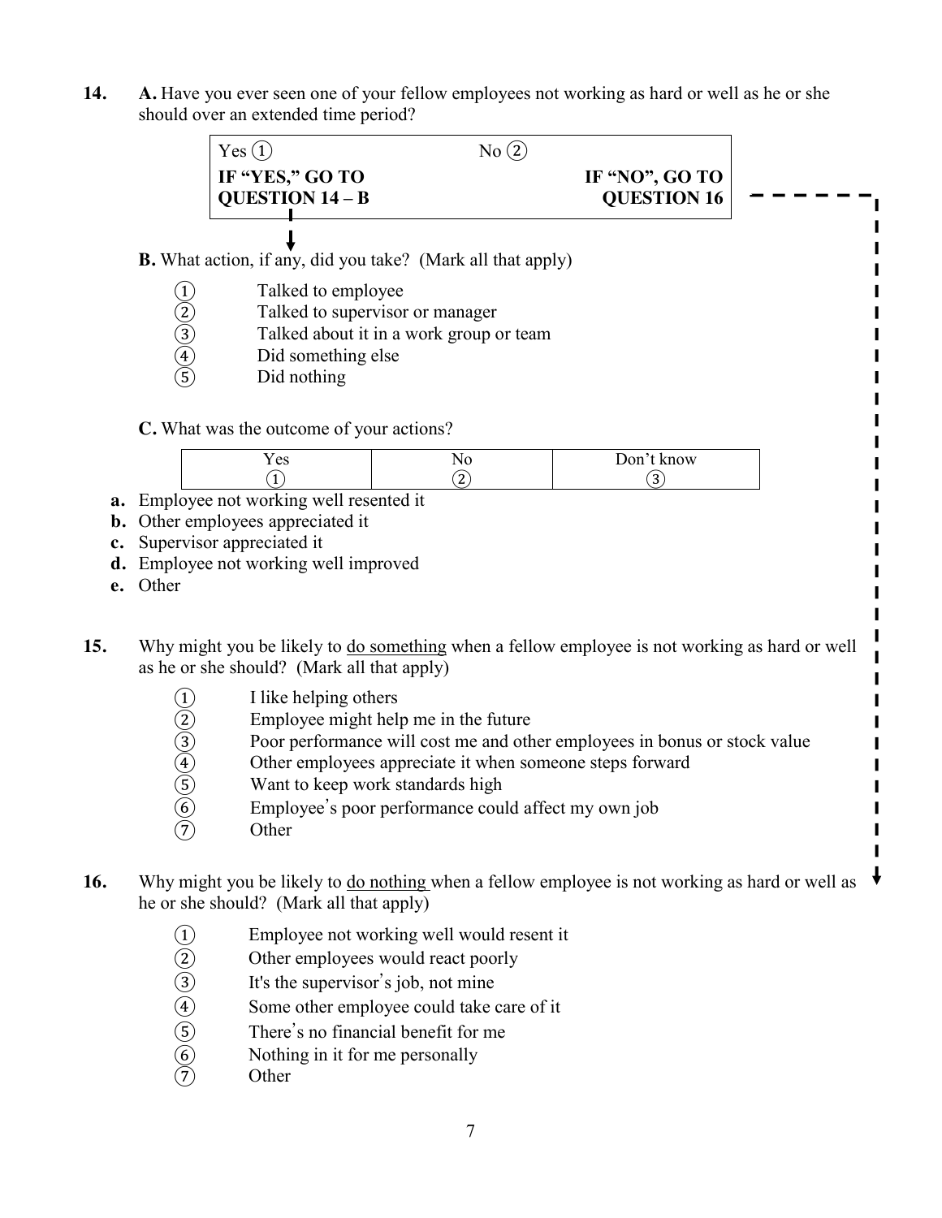**14.** **A.** Have you ever seen one of your fellow employees not working as hard or well as he or she should over an extended time period?

| Yes ① | No ② |
|---|---|
| **IF "YES," GO TO QUESTION 14 – B** | **IF "NO", GO TO QUESTION 16** |

**B.** What action, if any, did you take? (Mark all that apply)

① Talked to employee
② Talked to supervisor or manager
③ Talked about it in a work group or team
④ Did something else
⑤ Did nothing

**C.** What was the outcome of your actions?

| | Yes ① | No ② | Don't know ③ |
|---|---|---|---|
| **a.** Employee not working well resented it | | | |
| **b.** Other employees appreciated it | | | |
| **c.** Supervisor appreciated it | | | |
| **d.** Employee not working well improved | | | |
| **e.** Other | | | |

**15.** Why might you be likely to do something when a fellow employee is not working as hard or well as he or she should? (Mark all that apply)

① I like helping others
② Employee might help me in the future
③ Poor performance will cost me and other employees in bonus or stock value
④ Other employees appreciate it when someone steps forward
⑤ Want to keep work standards high
⑥ Employee's poor performance could affect my own job
⑦ Other

**16.** Why might you be likely to do nothing when a fellow employee is not working as hard or well as he or she should? (Mark all that apply)

① Employee not working well would resent it
② Other employees would react poorly
③ It's the supervisor's job, not mine
④ Some other employee could take care of it
⑤ There's no financial benefit for me
⑥ Nothing in it for me personally
⑦ Other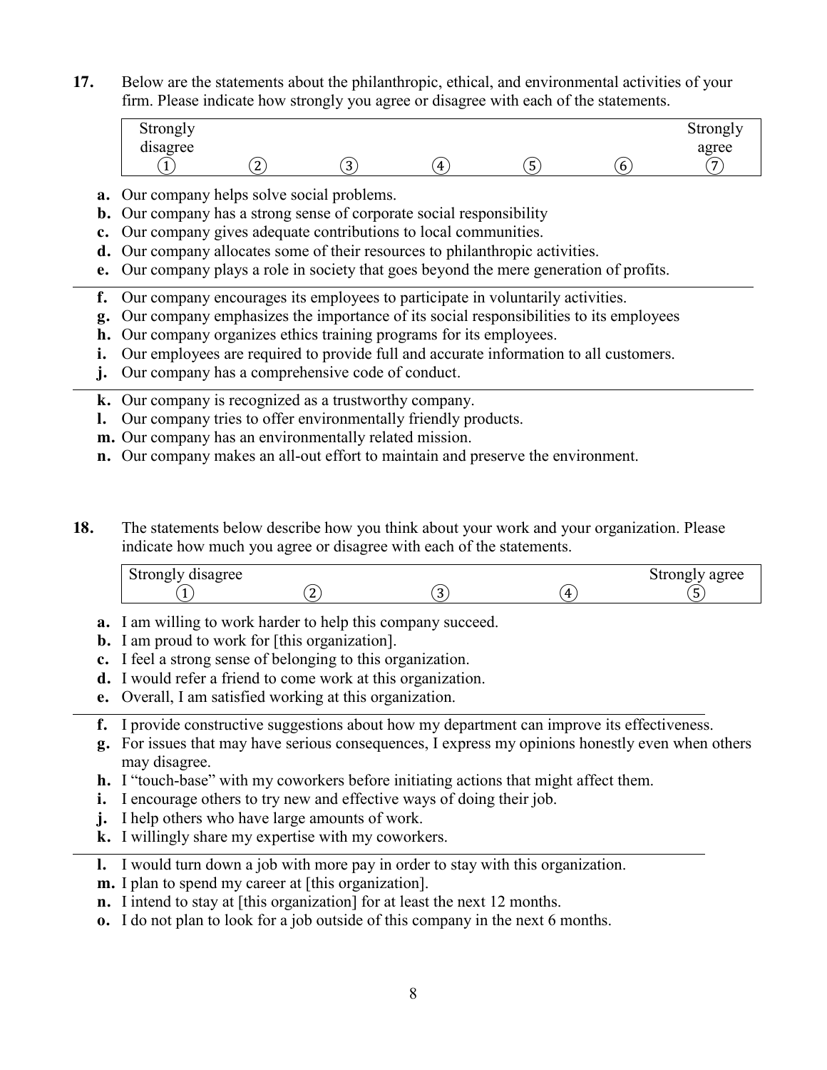**17.** Below are the statements about the philanthropic, ethical, and environmental activities of your firm. Please indicate how strongly you agree or disagree with each of the statements.

| Strongly disagree | | | | | | Strongly agree |
|---|---|---|---|---|---|---|
| ① | ② | ③ | ④ | ⑤ | ⑥ | ⑦ |

- **a.** Our company helps solve social problems.
- **b.** Our company has a strong sense of corporate social responsibility
- **c.** Our company gives adequate contributions to local communities.
- **d.** Our company allocates some of their resources to philanthropic activities.
- **e.** Our company plays a role in society that goes beyond the mere generation of profits.

---

- **f.** Our company encourages its employees to participate in voluntarily activities.
- **g.** Our company emphasizes the importance of its social responsibilities to its employees
- **h.** Our company organizes ethics training programs for its employees.
- **i.** Our employees are required to provide full and accurate information to all customers.
- **j.** Our company has a comprehensive code of conduct.

---

- **k.** Our company is recognized as a trustworthy company.
- **l.** Our company tries to offer environmentally friendly products.
- **m.** Our company has an environmentally related mission.
- **n.** Our company makes an all-out effort to maintain and preserve the environment.

**18.** The statements below describe how you think about your work and your organization. Please indicate how much you agree or disagree with each of the statements.

| Strongly disagree | | | | Strongly agree |
|---|---|---|---|---|
| ① | ② | ③ | ④ | ⑤ |

- **a.** I am willing to work harder to help this company succeed.
- **b.** I am proud to work for [this organization].
- **c.** I feel a strong sense of belonging to this organization.
- **d.** I would refer a friend to come work at this organization.
- **e.** Overall, I am satisfied working at this organization.

---

- **f.** I provide constructive suggestions about how my department can improve its effectiveness.
- **g.** For issues that may have serious consequences, I express my opinions honestly even when others may disagree.
- **h.** I "touch-base" with my coworkers before initiating actions that might affect them.
- **i.** I encourage others to try new and effective ways of doing their job.
- **j.** I help others who have large amounts of work.
- **k.** I willingly share my expertise with my coworkers.

---

- **l.** I would turn down a job with more pay in order to stay with this organization.
- **m.** I plan to spend my career at [this organization].
- **n.** I intend to stay at [this organization] for at least the next 12 months.
- **o.** I do not plan to look for a job outside of this company in the next 6 months.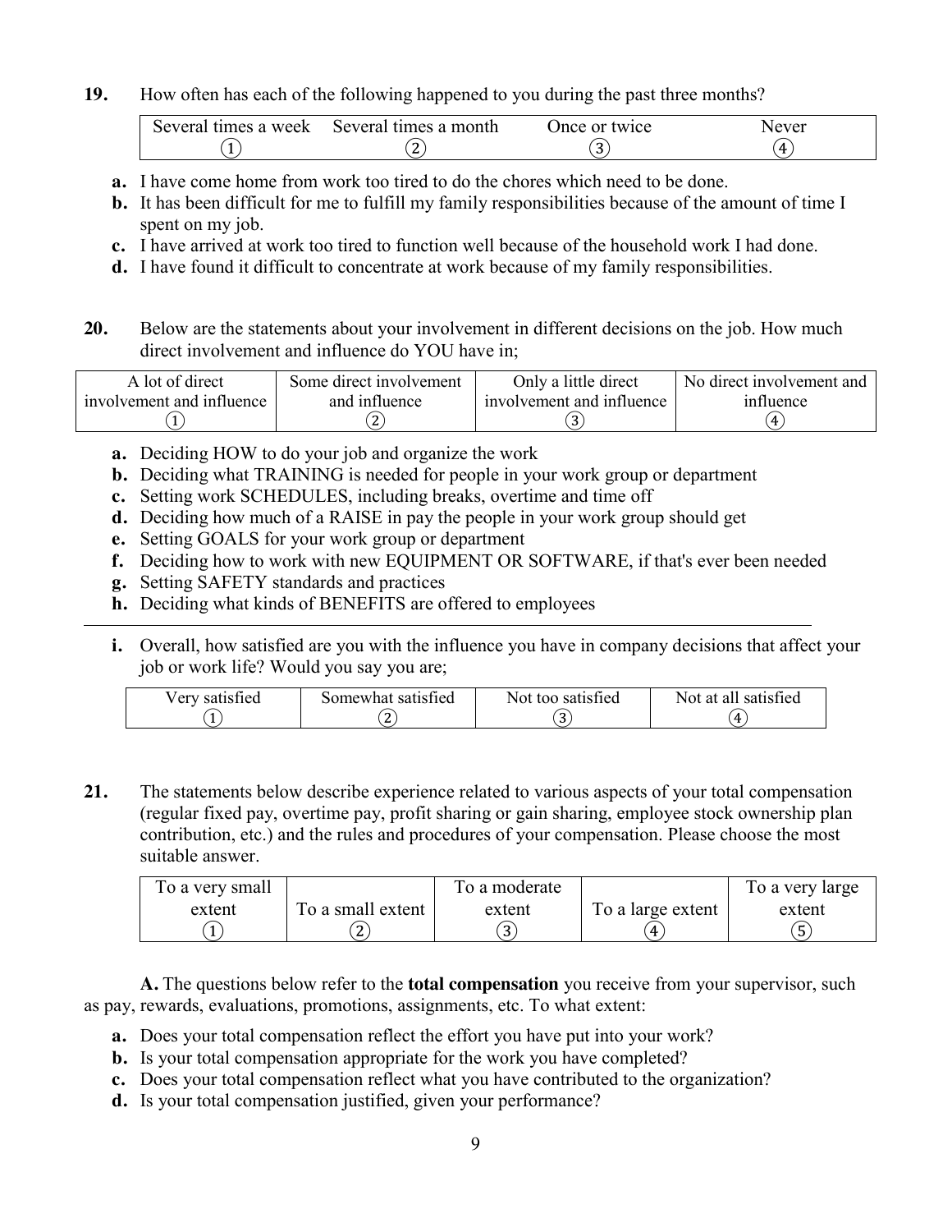**19.** How often has each of the following happened to you during the past three months?

| Several times a week | Several times a month | Once or twice | Never |
|---|---|---|---|
| ① | ② | ③ | ④ |

- **a.** I have come home from work too tired to do the chores which need to be done.
- **b.** It has been difficult for me to fulfill my family responsibilities because of the amount of time I spent on my job.
- **c.** I have arrived at work too tired to function well because of the household work I had done.
- **d.** I have found it difficult to concentrate at work because of my family responsibilities.

**20.** Below are the statements about your involvement in different decisions on the job. How much direct involvement and influence do YOU have in;

| A lot of direct involvement and influence | Some direct involvement and influence | Only a little direct involvement and influence | No direct involvement and influence |
|---|---|---|---|
| ① | ② | ③ | ④ |

- **a.** Deciding HOW to do your job and organize the work
- **b.** Deciding what TRAINING is needed for people in your work group or department
- **c.** Setting work SCHEDULES, including breaks, overtime and time off
- **d.** Deciding how much of a RAISE in pay the people in your work group should get
- **e.** Setting GOALS for your work group or department
- **f.** Deciding how to work with new EQUIPMENT OR SOFTWARE, if that's ever been needed
- **g.** Setting SAFETY standards and practices
- **h.** Deciding what kinds of BENEFITS are offered to employees

---

- **i.** Overall, how satisfied are you with the influence you have in company decisions that affect your job or work life? Would you say you are;

| Very satisfied | Somewhat satisfied | Not too satisfied | Not at all satisfied |
|---|---|---|---|
| ① | ② | ③ | ④ |

**21.** The statements below describe experience related to various aspects of your total compensation (regular fixed pay, overtime pay, profit sharing or gain sharing, employee stock ownership plan contribution, etc.) and the rules and procedures of your compensation. Please choose the most suitable answer.

| To a very small extent | To a small extent | To a moderate extent | To a large extent | To a very large extent |
|---|---|---|---|---|
| ① | ② | ③ | ④ | ⑤ |

**A.** The questions below refer to the **total compensation** you receive from your supervisor, such as pay, rewards, evaluations, promotions, assignments, etc. To what extent:

- **a.** Does your total compensation reflect the effort you have put into your work?
- **b.** Is your total compensation appropriate for the work you have completed?
- **c.** Does your total compensation reflect what you have contributed to the organization?
- **d.** Is your total compensation justified, given your performance?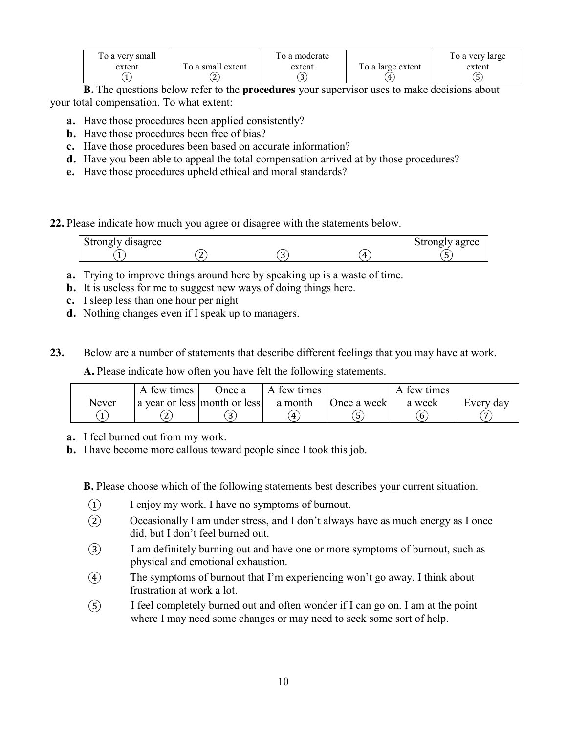| To a very small extent | To a small extent | To a moderate extent | To a large extent | To a very large extent |
|---|---|---|---|---|
| ① | ② | ③ | ④ | ⑤ |

**B.** The questions below refer to the **procedures** your supervisor uses to make decisions about your total compensation. To what extent:

- **a.** Have those procedures been applied consistently?
- **b.** Have those procedures been free of bias?
- **c.** Have those procedures been based on accurate information?
- **d.** Have you been able to appeal the total compensation arrived at by those procedures?
- **e.** Have those procedures upheld ethical and moral standards?

**22.** Please indicate how much you agree or disagree with the statements below.

| Strongly disagree | | | | Strongly agree |
|---|---|---|---|---|
| ① | ② | ③ | ④ | ⑤ |

- **a.** Trying to improve things around here by speaking up is a waste of time.
- **b.** It is useless for me to suggest new ways of doing things here.
- **c.** I sleep less than one hour per night
- **d.** Nothing changes even if I speak up to managers.

**23.** Below are a number of statements that describe different feelings that you may have at work.

**A.** Please indicate how often you have felt the following statements.

| Never | A few times a year or less | Once a month or less | A few times a month | Once a week | A few times a week | Every day |
|---|---|---|---|---|---|---|
| ① | ② | ③ | ④ | ⑤ | ⑥ | ⑦ |

- **a.** I feel burned out from my work.
- **b.** I have become more callous toward people since I took this job.

**B.** Please choose which of the following statements best describes your current situation.

① I enjoy my work. I have no symptoms of burnout.

② Occasionally I am under stress, and I don't always have as much energy as I once did, but I don't feel burned out.

③ I am definitely burning out and have one or more symptoms of burnout, such as physical and emotional exhaustion.

④ The symptoms of burnout that I'm experiencing won't go away. I think about frustration at work a lot.

⑤ I feel completely burned out and often wonder if I can go on. I am at the point where I may need some changes or may need to seek some sort of help.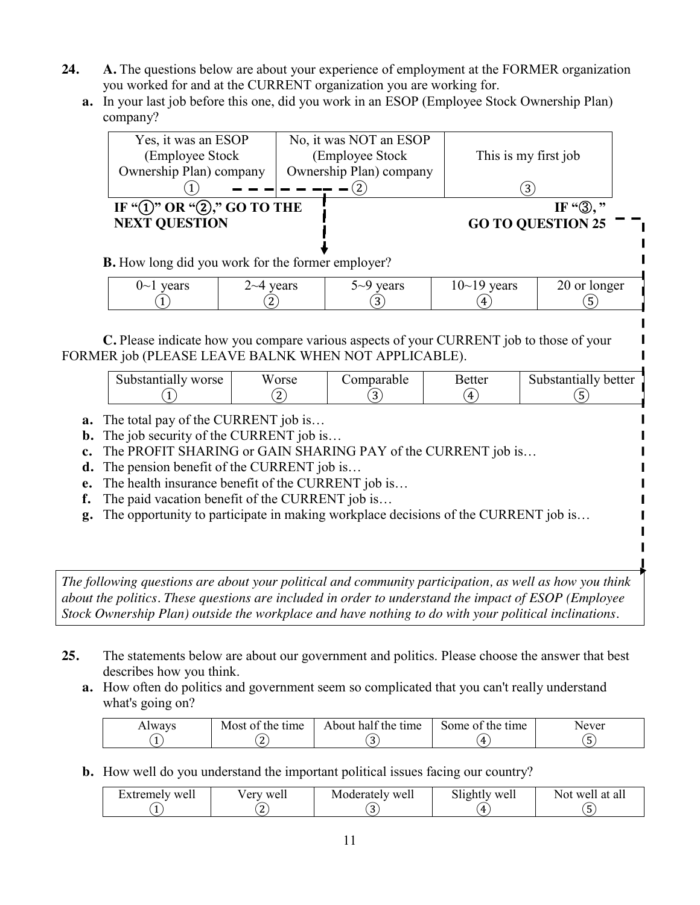**24.** **A.** The questions below are about your experience of employment at the FORMER organization you worked for and at the CURRENT organization you are working for.

**a.** In your last job before this one, did you work in an ESOP (Employee Stock Ownership Plan) company?

| Yes, it was an ESOP (Employee Stock Ownership Plan) company | No, it was NOT an ESOP (Employee Stock Ownership Plan) company | This is my first job |
|---|---|---|
| ① | ② | ③ |

**IF "①" OR "②," GO TO THE NEXT QUESTION**

**IF "③," GO TO QUESTION 25**

**B.** How long did you work for the former employer?

| 0~1 years | 2~4 years | 5~9 years | 10~19 years | 20 or longer |
|---|---|---|---|---|
| ① | ② | ③ | ④ | ⑤ |

**C.** Please indicate how you compare various aspects of your CURRENT job to those of your FORMER job (PLEASE LEAVE BALNK WHEN NOT APPLICABLE).

| Substantially worse | Worse | Comparable | Better | Substantially better |
|---|---|---|---|---|
| ① | ② | ③ | ④ | ⑤ |

**a.** The total pay of the CURRENT job is…
**b.** The job security of the CURRENT job is…
**c.** The PROFIT SHARING or GAIN SHARING PAY of the CURRENT job is…
**d.** The pension benefit of the CURRENT job is…
**e.** The health insurance benefit of the CURRENT job is…
**f.** The paid vacation benefit of the CURRENT job is…
**g.** The opportunity to participate in making workplace decisions of the CURRENT job is…

*The following questions are about your political and community participation, as well as how you think about the politics. These questions are included in order to understand the impact of ESOP (Employee Stock Ownership Plan) outside the workplace and have nothing to do with your political inclinations.*

**25.** The statements below are about our government and politics. Please choose the answer that best describes how you think.

**a.** How often do politics and government seem so complicated that you can't really understand what's going on?

| Always | Most of the time | About half the time | Some of the time | Never |
|---|---|---|---|---|
| ① | ② | ③ | ④ | ⑤ |

**b.** How well do you understand the important political issues facing our country?

| Extremely well | Very well | Moderately well | Slightly well | Not well at all |
|---|---|---|---|---|
| ① | ② | ③ | ④ | ⑤ |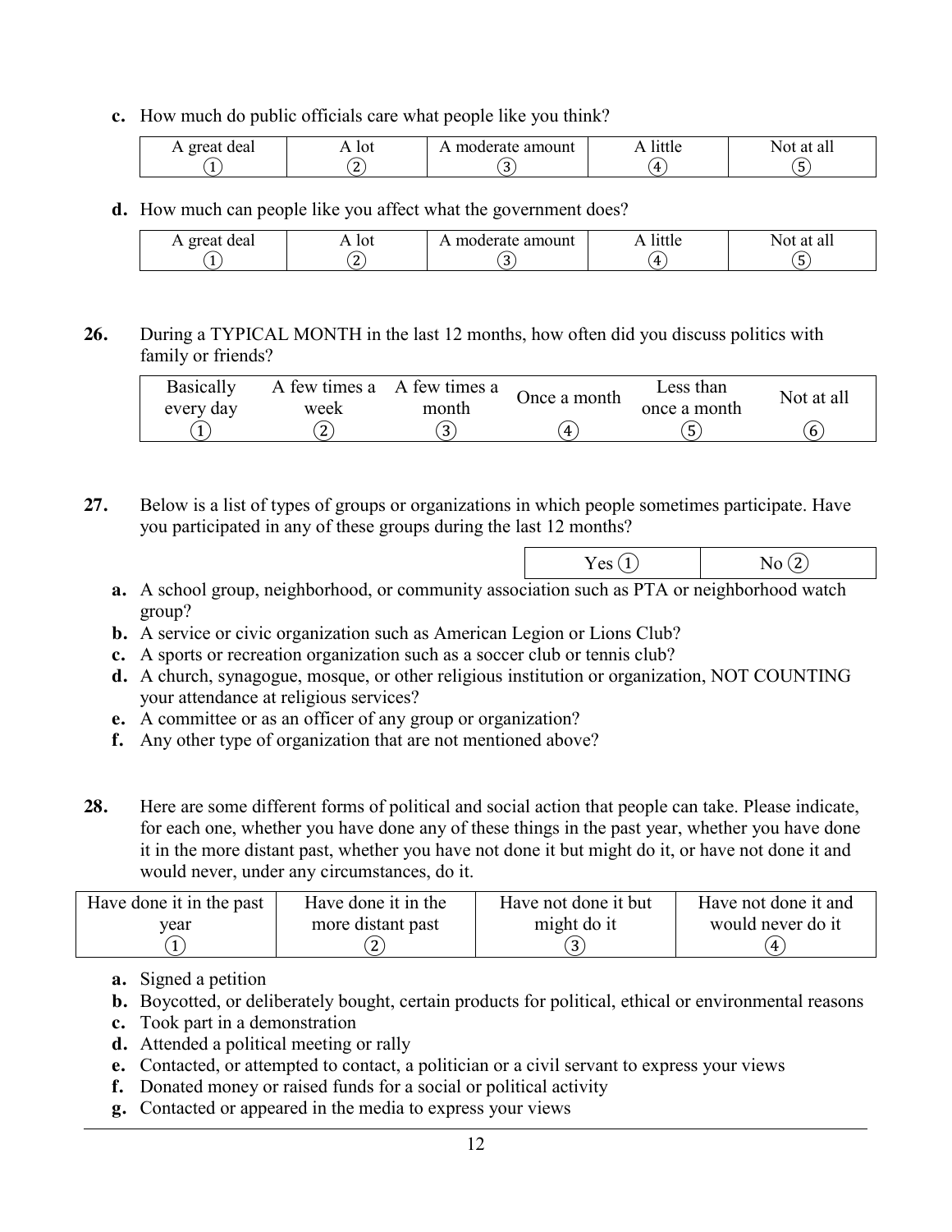**c.** How much do public officials care what people like you think?

| A great deal | A lot | A moderate amount | A little | Not at all |
|---|---|---|---|---|
| ① | ② | ③ | ④ | ⑤ |

**d.** How much can people like you affect what the government does?

| A great deal | A lot | A moderate amount | A little | Not at all |
|---|---|---|---|---|
| ① | ② | ③ | ④ | ⑤ |

**26.** During a TYPICAL MONTH in the last 12 months, how often did you discuss politics with family or friends?

| Basically every day | A few times a week | A few times a month | Once a month | Less than once a month | Not at all |
|---|---|---|---|---|---|
| ① | ② | ③ | ④ | ⑤ | ⑥ |

**27.** Below is a list of types of groups or organizations in which people sometimes participate. Have you participated in any of these groups during the last 12 months?

| Yes ① | No ② |
|---|---|

**a.** A school group, neighborhood, or community association such as PTA or neighborhood watch group?
**b.** A service or civic organization such as American Legion or Lions Club?
**c.** A sports or recreation organization such as a soccer club or tennis club?
**d.** A church, synagogue, mosque, or other religious institution or organization, NOT COUNTING your attendance at religious services?
**e.** A committee or as an officer of any group or organization?
**f.** Any other type of organization that are not mentioned above?

**28.** Here are some different forms of political and social action that people can take. Please indicate, for each one, whether you have done any of these things in the past year, whether you have done it in the more distant past, whether you have not done it but might do it, or have not done it and would never, under any circumstances, do it.

| Have done it in the past year | Have done it in the more distant past | Have not done it but might do it | Have not done it and would never do it |
|---|---|---|---|
| ① | ② | ③ | ④ |

**a.** Signed a petition
**b.** Boycotted, or deliberately bought, certain products for political, ethical or environmental reasons
**c.** Took part in a demonstration
**d.** Attended a political meeting or rally
**e.** Contacted, or attempted to contact, a politician or a civil servant to express your views
**f.** Donated money or raised funds for a social or political activity
**g.** Contacted or appeared in the media to express your views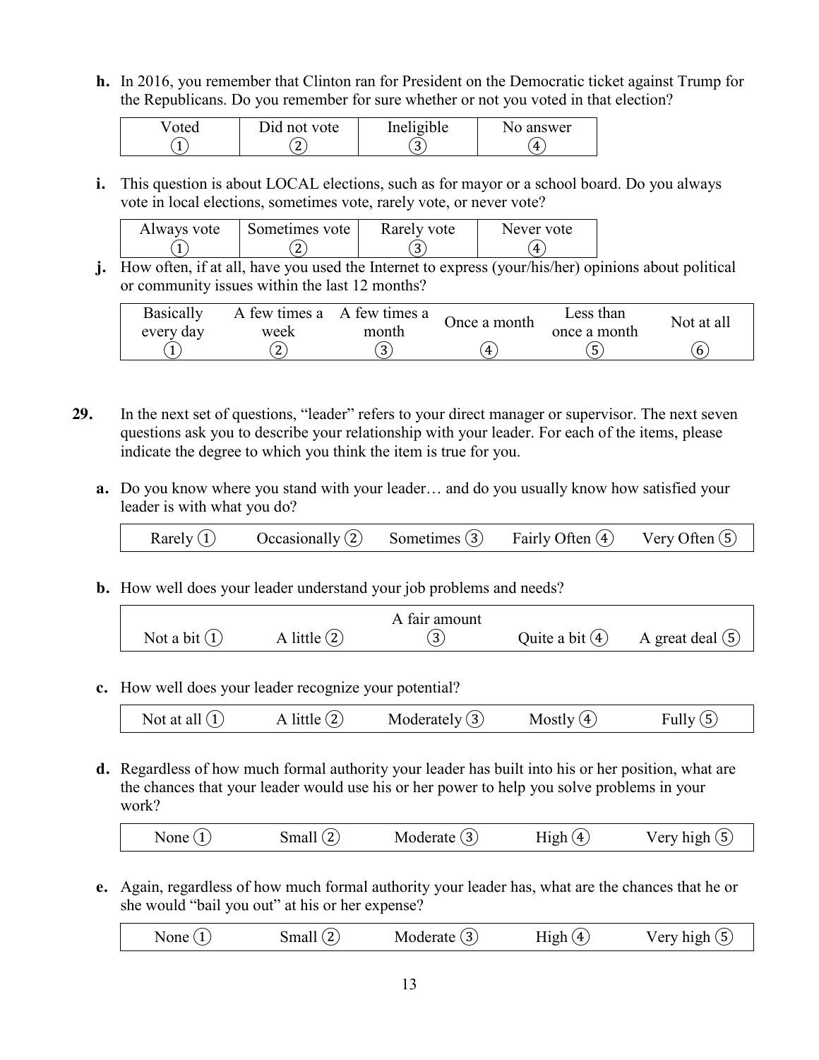**h.** In 2016, you remember that Clinton ran for President on the Democratic ticket against Trump for the Republicans. Do you remember for sure whether or not you voted in that election?

| Voted | Did not vote | Ineligible | No answer |
|---|---|---|---|
| ① | ② | ③ | ④ |

**i.** This question is about LOCAL elections, such as for mayor or a school board. Do you always vote in local elections, sometimes vote, rarely vote, or never vote?

| Always vote | Sometimes vote | Rarely vote | Never vote |
|---|---|---|---|
| ① | ② | ③ | ④ |

**j.** How often, if at all, have you used the Internet to express (your/his/her) opinions about political or community issues within the last 12 months?

| Basically every day | A few times a week | A few times a month | Once a month | Less than once a month | Not at all |
|---|---|---|---|---|---|
| ① | ② | ③ | ④ | ⑤ | ⑥ |

**29.** In the next set of questions, "leader" refers to your direct manager or supervisor. The next seven questions ask you to describe your relationship with your leader. For each of the items, please indicate the degree to which you think the item is true for you.

**a.** Do you know where you stand with your leader… and do you usually know how satisfied your leader is with what you do?

| Rarely ① | Occasionally ② | Sometimes ③ | Fairly Often ④ | Very Often ⑤ |
|---|---|---|---|---|

**b.** How well does your leader understand your job problems and needs?

| Not a bit ① | A little ② | A fair amount ③ | Quite a bit ④ | A great deal ⑤ |
|---|---|---|---|---|

**c.** How well does your leader recognize your potential?

| Not at all ① | A little ② | Moderately ③ | Mostly ④ | Fully ⑤ |
|---|---|---|---|---|

**d.** Regardless of how much formal authority your leader has built into his or her position, what are the chances that your leader would use his or her power to help you solve problems in your work?

| None ① | Small ② | Moderate ③ | High ④ | Very high ⑤ |
|---|---|---|---|---|

**e.** Again, regardless of how much formal authority your leader has, what are the chances that he or she would "bail you out" at his or her expense?

| None ① | Small ② | Moderate ③ | High ④ | Very high ⑤ |
|---|---|---|---|---|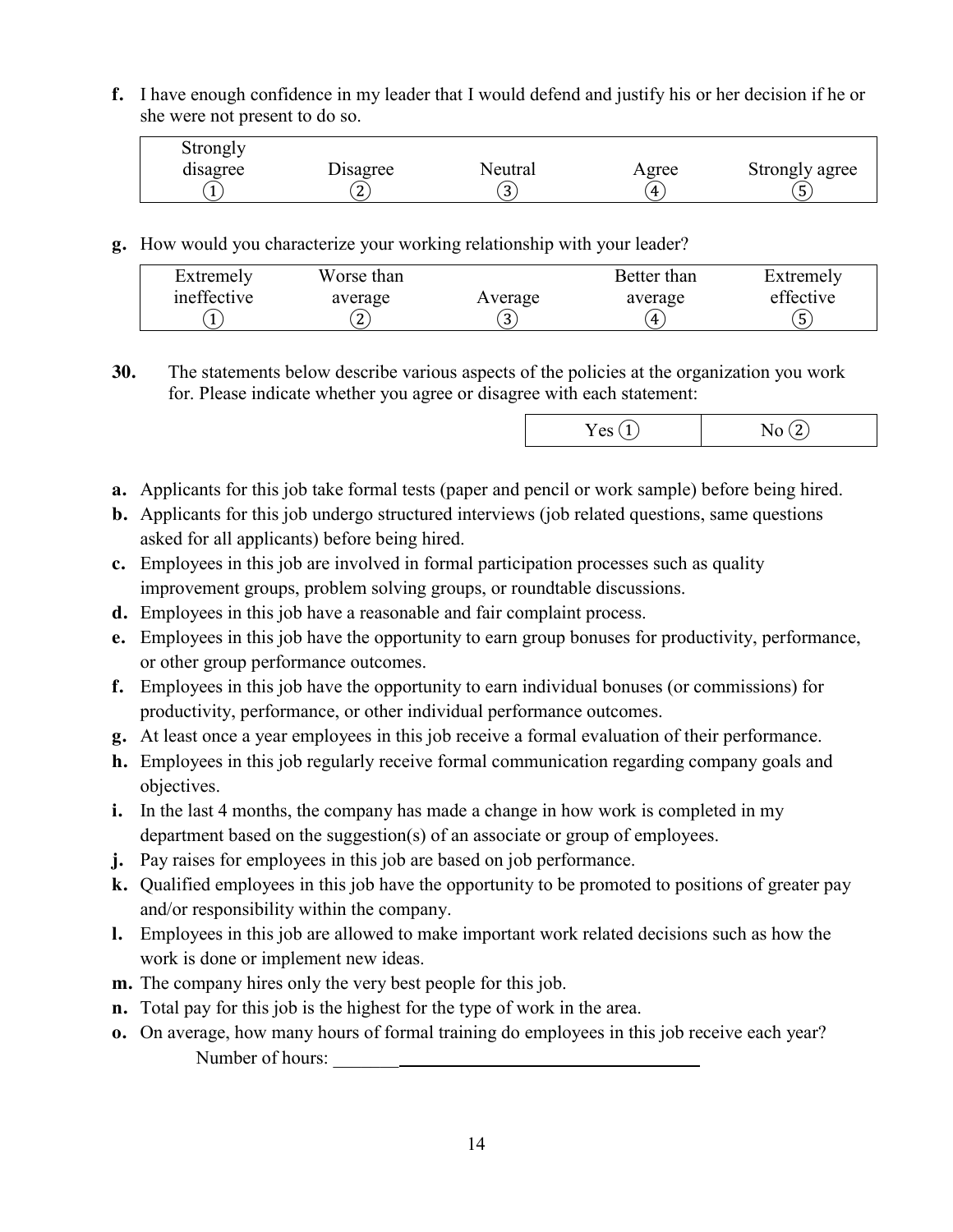**f.** I have enough confidence in my leader that I would defend and justify his or her decision if he or she were not present to do so.

| Strongly disagree | Disagree | Neutral | Agree | Strongly agree |
|---|---|---|---|---|
| ① | ② | ③ | ④ | ⑤ |

**g.** How would you characterize your working relationship with your leader?

| Extremely ineffective | Worse than average | Average | Better than average | Extremely effective |
|---|---|---|---|---|
| ① | ② | ③ | ④ | ⑤ |

**30.** The statements below describe various aspects of the policies at the organization you work for. Please indicate whether you agree or disagree with each statement:

| Yes ① | No ② |
|---|---|

**a.** Applicants for this job take formal tests (paper and pencil or work sample) before being hired.

**b.** Applicants for this job undergo structured interviews (job related questions, same questions asked for all applicants) before being hired.

**c.** Employees in this job are involved in formal participation processes such as quality improvement groups, problem solving groups, or roundtable discussions.

**d.** Employees in this job have a reasonable and fair complaint process.

**e.** Employees in this job have the opportunity to earn group bonuses for productivity, performance, or other group performance outcomes.

**f.** Employees in this job have the opportunity to earn individual bonuses (or commissions) for productivity, performance, or other individual performance outcomes.

**g.** At least once a year employees in this job receive a formal evaluation of their performance.

**h.** Employees in this job regularly receive formal communication regarding company goals and objectives.

**i.** In the last 4 months, the company has made a change in how work is completed in my department based on the suggestion(s) of an associate or group of employees.

**j.** Pay raises for employees in this job are based on job performance.

**k.** Qualified employees in this job have the opportunity to be promoted to positions of greater pay and/or responsibility within the company.

**l.** Employees in this job are allowed to make important work related decisions such as how the work is done or implement new ideas.

**m.** The company hires only the very best people for this job.

**n.** Total pay for this job is the highest for the type of work in the area.

**o.** On average, how many hours of formal training do employees in this job receive each year?

Number of hours: ________________________________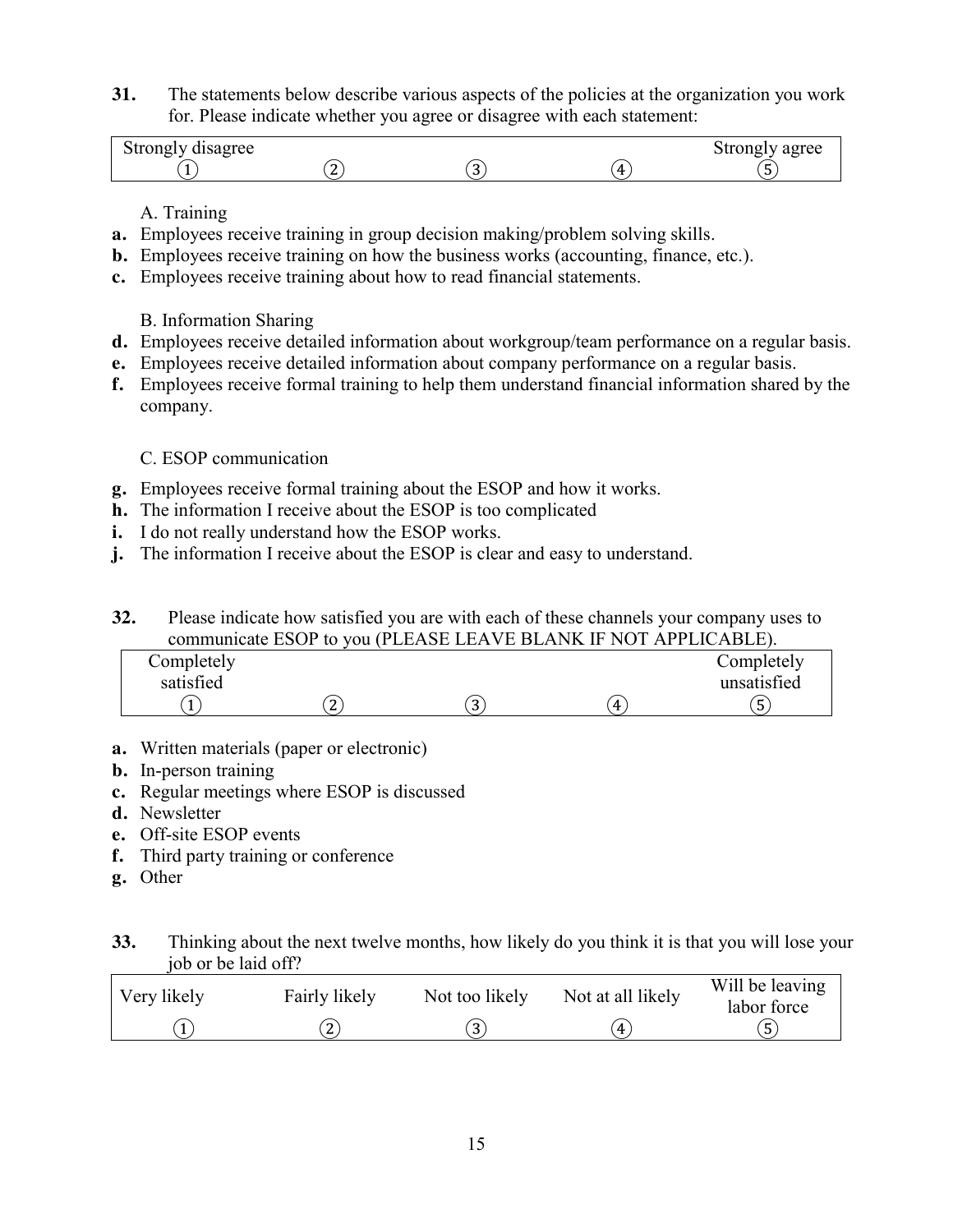**31.** The statements below describe various aspects of the policies at the organization you work for. Please indicate whether you agree or disagree with each statement:

| Strongly disagree | | | | Strongly agree |
|---|---|---|---|---|
| ① | ② | ③ | ④ | ⑤ |

A. Training

**a.** Employees receive training in group decision making/problem solving skills.
**b.** Employees receive training on how the business works (accounting, finance, etc.).
**c.** Employees receive training about how to read financial statements.

B. Information Sharing

**d.** Employees receive detailed information about workgroup/team performance on a regular basis.
**e.** Employees receive detailed information about company performance on a regular basis.
**f.** Employees receive formal training to help them understand financial information shared by the company.

C. ESOP communication

**g.** Employees receive formal training about the ESOP and how it works.
**h.** The information I receive about the ESOP is too complicated
**i.** I do not really understand how the ESOP works.
**j.** The information I receive about the ESOP is clear and easy to understand.

**32.** Please indicate how satisfied you are with each of these channels your company uses to communicate ESOP to you (PLEASE LEAVE BLANK IF NOT APPLICABLE).

| Completely satisfied | | | | Completely unsatisfied |
|---|---|---|---|---|
| ① | ② | ③ | ④ | ⑤ |

**a.** Written materials (paper or electronic)
**b.** In-person training
**c.** Regular meetings where ESOP is discussed
**d.** Newsletter
**e.** Off-site ESOP events
**f.** Third party training or conference
**g.** Other

**33.** Thinking about the next twelve months, how likely do you think it is that you will lose your job or be laid off?

| Very likely | Fairly likely | Not too likely | Not at all likely | Will be leaving labor force |
|---|---|---|---|---|
| ① | ② | ③ | ④ | ⑤ |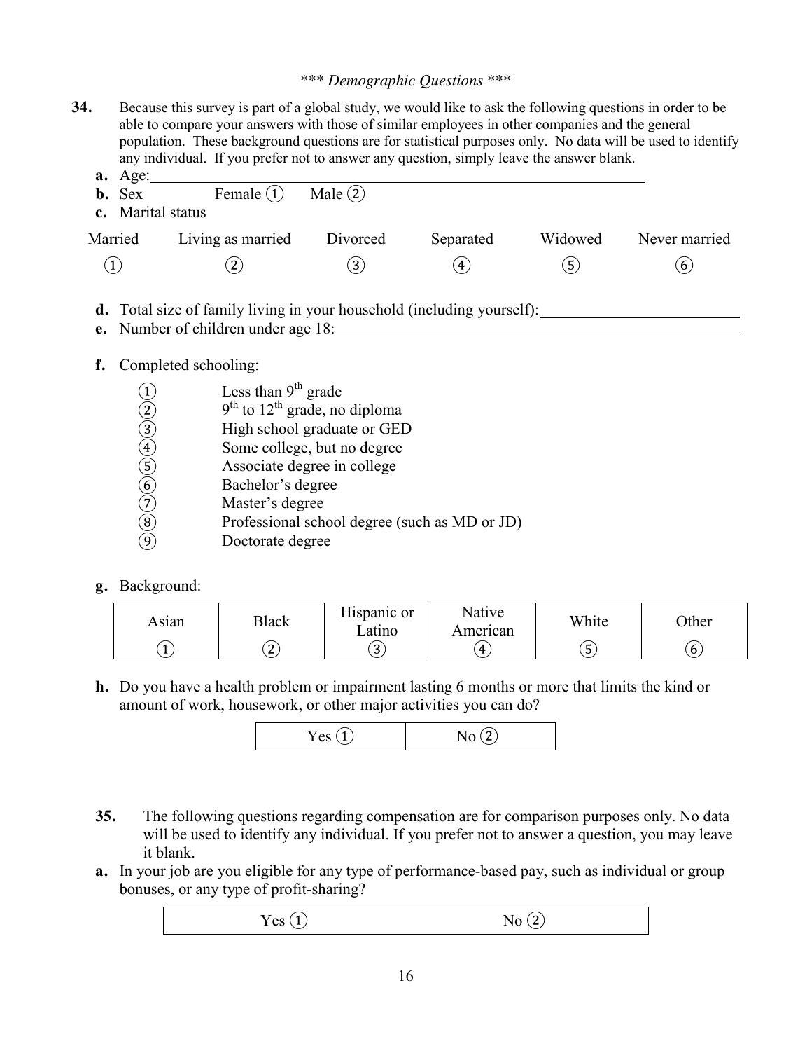*\*\*\* Demographic Questions \*\*\**

**34.** Because this survey is part of a global study, we would like to ask the following questions in order to be able to compare your answers with those of similar employees in other companies and the general population. These background questions are for statistical purposes only. No data will be used to identify any individual. If you prefer not to answer any question, simply leave the answer blank.

**a.** Age: \_\_\_\_\_\_\_\_\_\_\_\_\_\_\_\_\_\_\_\_\_\_\_\_\_\_\_\_\_\_\_\_\_\_\_\_\_\_\_\_

**b.** Sex     Female ①     Male ②

**c.** Marital status

| Married | Living as married | Divorced | Separated | Widowed | Never married |
|---|---|---|---|---|---|
| ① | ② | ③ | ④ | ⑤ | ⑥ |

**d.** Total size of family living in your household (including yourself): \_\_\_\_\_\_\_\_\_\_\_\_\_\_\_\_\_\_\_\_

**e.** Number of children under age 18: \_\_\_\_\_\_\_\_\_\_\_\_\_\_\_\_\_\_\_\_\_\_\_\_\_\_\_\_\_\_

**f.** Completed schooling:

- ① Less than $9^{th}$ grade
- ② $9^{th}$ to $12^{th}$ grade, no diploma
- ③ High school graduate or GED
- ④ Some college, but no degree
- ⑤ Associate degree in college
- ⑥ Bachelor's degree
- ⑦ Master's degree
- ⑧ Professional school degree (such as MD or JD)
- ⑨ Doctorate degree

**g.** Background:

| Asian | Black | Hispanic or Latino | Native American | White | Other |
|---|---|---|---|---|---|
| ① | ② | ③ | ④ | ⑤ | ⑥ |

**h.** Do you have a health problem or impairment lasting 6 months or more that limits the kind or amount of work, housework, or other major activities you can do?

| Yes ① | No ② |
|---|---|

**35.** The following questions regarding compensation are for comparison purposes only. No data will be used to identify any individual. If you prefer not to answer a question, you may leave it blank.

**a.** In your job are you eligible for any type of performance-based pay, such as individual or group bonuses, or any type of profit-sharing?

| Yes ① | No ② |
|---|---|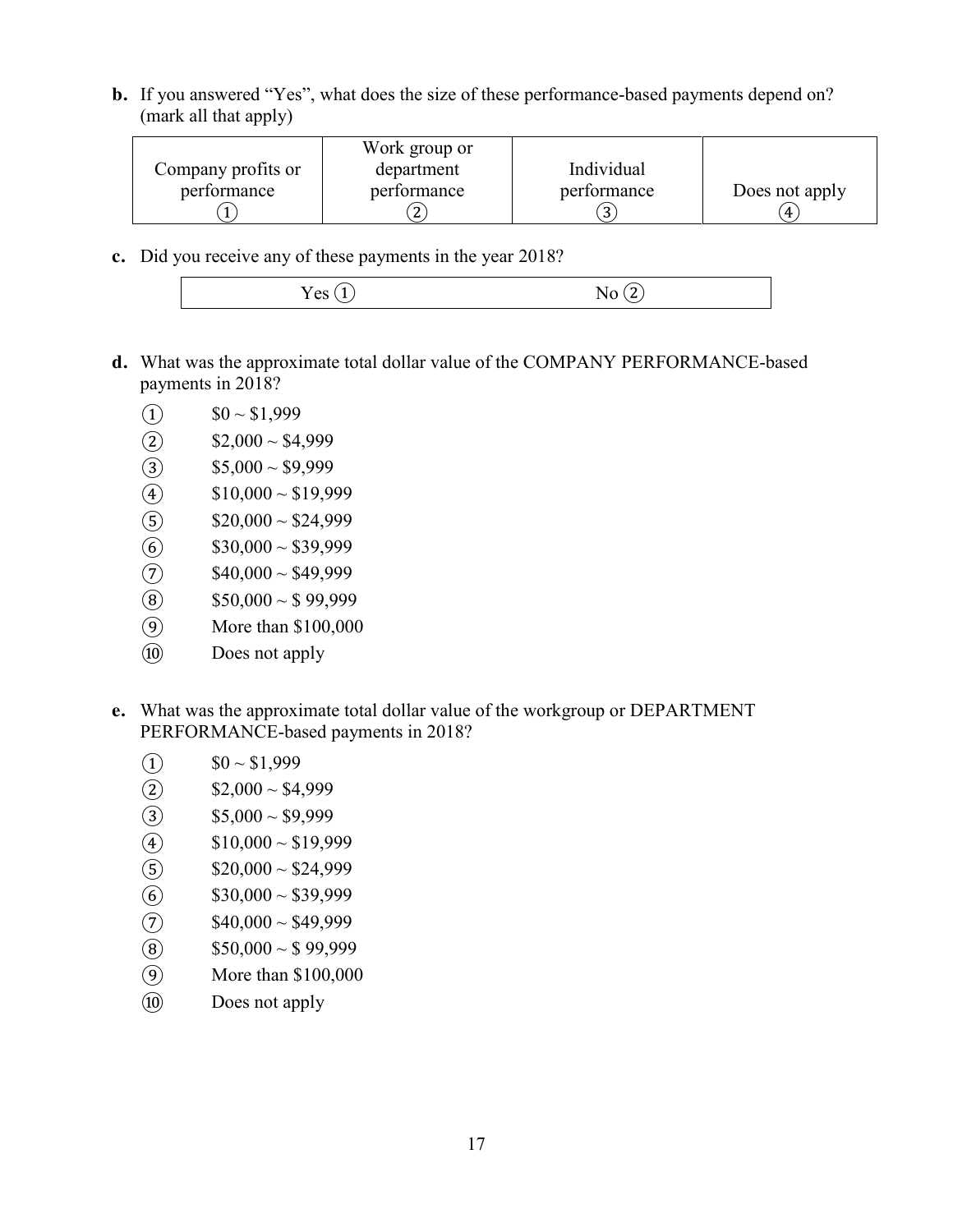**b.** If you answered "Yes", what does the size of these performance-based payments depend on? (mark all that apply)

| Company profits or performance ① | Work group or department performance ② | Individual performance ③ | Does not apply ④ |
|---|---|---|---|

**c.** Did you receive any of these payments in the year 2018?

| Yes ① | No ② |
|---|---|

**d.** What was the approximate total dollar value of the COMPANY PERFORMANCE-based payments in 2018?

① $0 ~ $1,999
② $2,000 ~ $4,999
③ $5,000 ~ $9,999
④ $10,000 ~ $19,999
⑤ $20,000 ~ $24,999
⑥ $30,000 ~ $39,999
⑦ $40,000 ~ $49,999
⑧ $50,000 ~ $ 99,999
⑨ More than $100,000
⑩ Does not apply

**e.** What was the approximate total dollar value of the workgroup or DEPARTMENT PERFORMANCE-based payments in 2018?

① $0 ~ $1,999
② $2,000 ~ $4,999
③ $5,000 ~ $9,999
④ $10,000 ~ $19,999
⑤ $20,000 ~ $24,999
⑥ $30,000 ~ $39,999
⑦ $40,000 ~ $49,999
⑧ $50,000 ~ $ 99,999
⑨ More than $100,000
⑩ Does not apply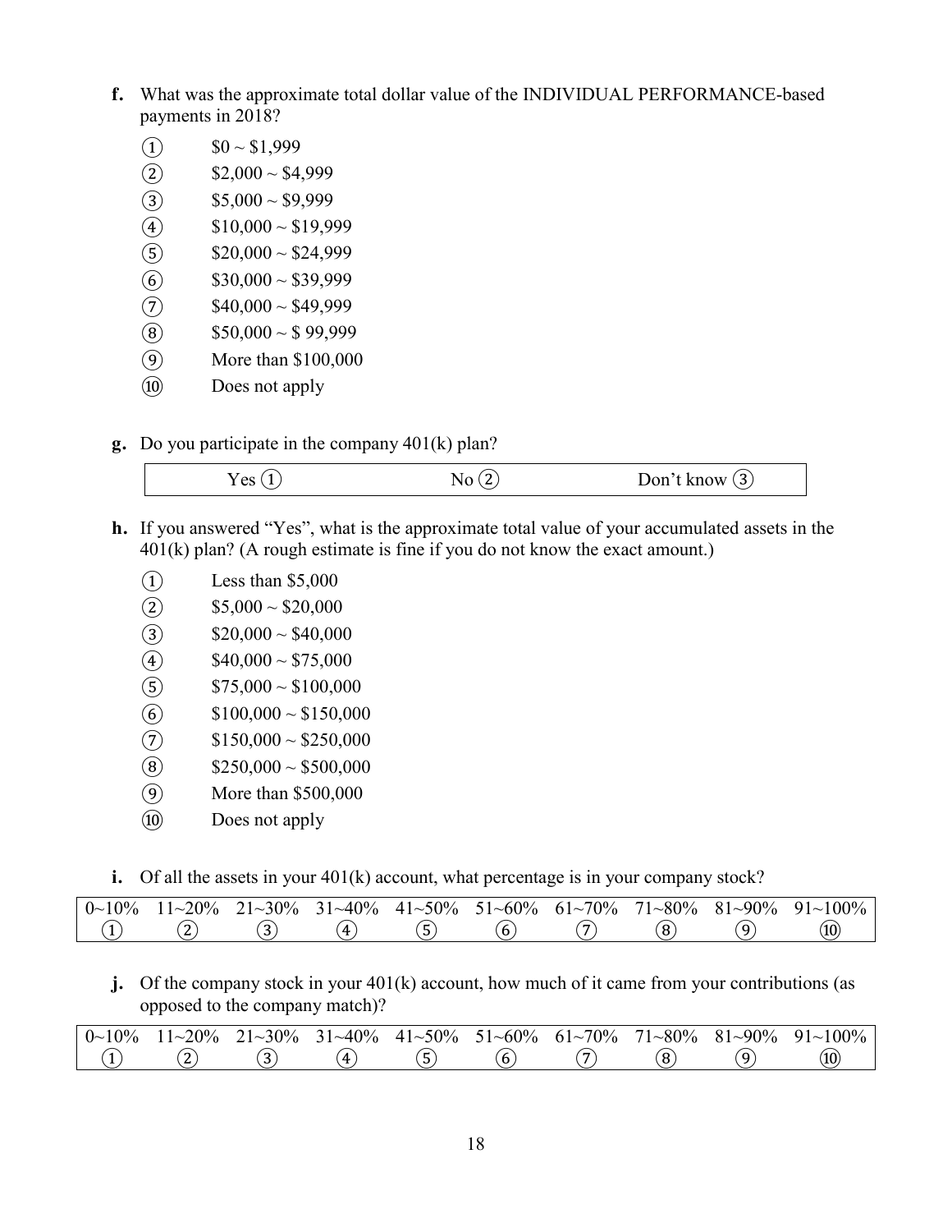**f.** What was the approximate total dollar value of the INDIVIDUAL PERFORMANCE-based payments in 2018?

① $0 ~ $1,999
② $2,000 ~ $4,999
③ $5,000 ~ $9,999
④ $10,000 ~ $19,999
⑤ $20,000 ~ $24,999
⑥ $30,000 ~ $39,999
⑦ $40,000 ~ $49,999
⑧ $50,000 ~ $ 99,999
⑨ More than $100,000
⑩ Does not apply

**g.** Do you participate in the company 401(k) plan?

| Yes ① | No ② | Don't know ③ |
|---|---|---|

**h.** If you answered "Yes", what is the approximate total value of your accumulated assets in the 401(k) plan? (A rough estimate is fine if you do not know the exact amount.)

① Less than $5,000
② $5,000 ~ $20,000
③ $20,000 ~ $40,000
④ $40,000 ~ $75,000
⑤ $75,000 ~ $100,000
⑥ $100,000 ~ $150,000
⑦ $150,000 ~ $250,000
⑧ $250,000 ~ $500,000
⑨ More than $500,000
⑩ Does not apply

**i.** Of all the assets in your 401(k) account, what percentage is in your company stock?

| 0~10% | 11~20% | 21~30% | 31~40% | 41~50% | 51~60% | 61~70% | 71~80% | 81~90% | 91~100% |
|---|---|---|---|---|---|---|---|---|---|
| ① | ② | ③ | ④ | ⑤ | ⑥ | ⑦ | ⑧ | ⑨ | ⑩ |

**j.** Of the company stock in your 401(k) account, how much of it came from your contributions (as opposed to the company match)?

| 0~10% | 11~20% | 21~30% | 31~40% | 41~50% | 51~60% | 61~70% | 71~80% | 81~90% | 91~100% |
|---|---|---|---|---|---|---|---|---|---|
| ① | ② | ③ | ④ | ⑤ | ⑥ | ⑦ | ⑧ | ⑨ | ⑩ |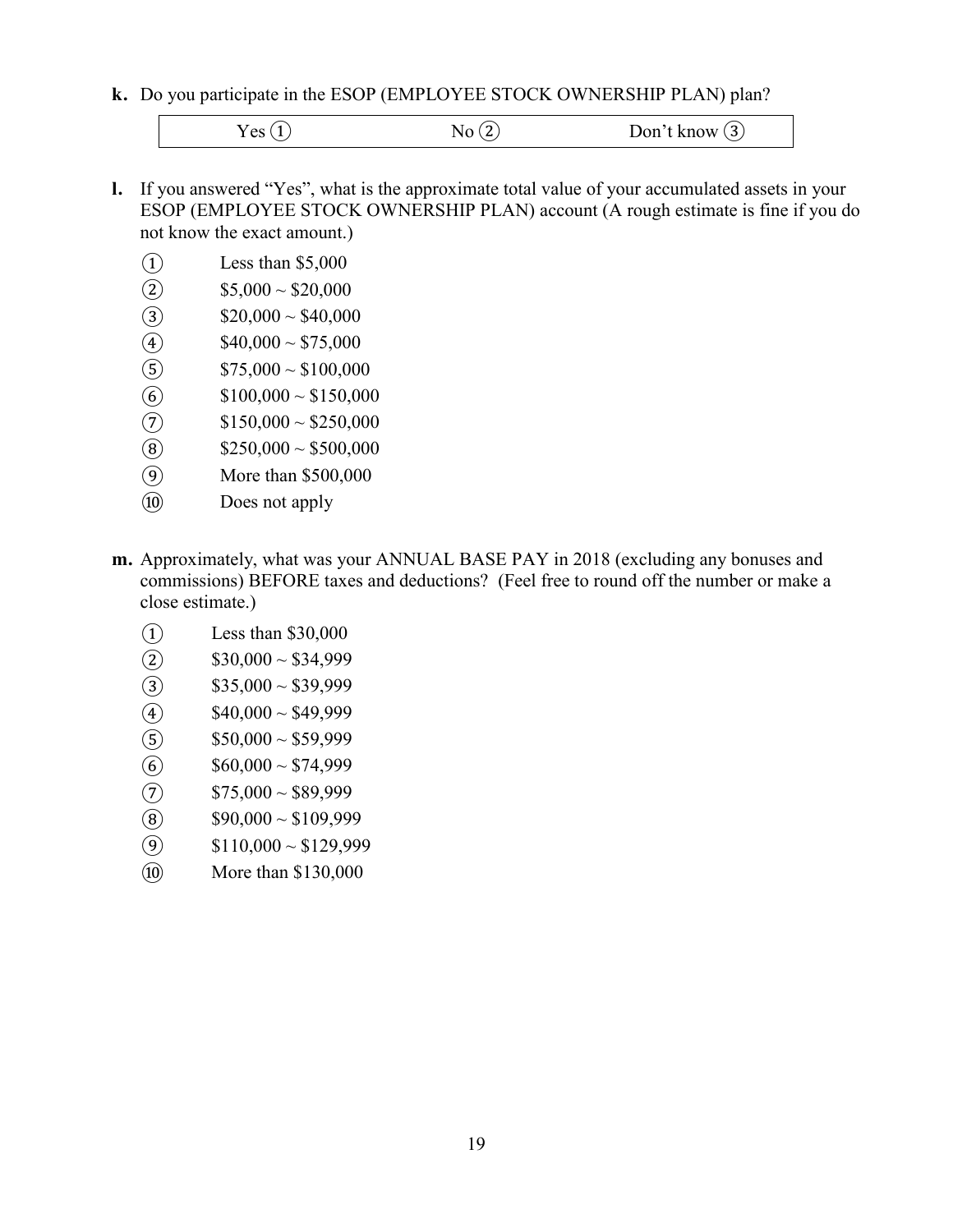**k.** Do you participate in the ESOP (EMPLOYEE STOCK OWNERSHIP PLAN) plan?

| Yes ① | No ② | Don't know ③ |
|---|---|---|

**l.** If you answered "Yes", what is the approximate total value of your accumulated assets in your ESOP (EMPLOYEE STOCK OWNERSHIP PLAN) account (A rough estimate is fine if you do not know the exact amount.)

① Less than $5,000  
② $5,000 ~ $20,000  
③ $20,000 ~ $40,000  
④ $40,000 ~ $75,000  
⑤ $75,000 ~ $100,000  
⑥ $100,000 ~ $150,000  
⑦ $150,000 ~ $250,000  
⑧ $250,000 ~ $500,000  
⑨ More than $500,000  
⑩ Does not apply

**m.** Approximately, what was your ANNUAL BASE PAY in 2018 (excluding any bonuses and commissions) BEFORE taxes and deductions? (Feel free to round off the number or make a close estimate.)

① Less than $30,000  
② $30,000 ~ $34,999  
③ $35,000 ~ $39,999  
④ $40,000 ~ $49,999  
⑤ $50,000 ~ $59,999  
⑥ $60,000 ~ $74,999  
⑦ $75,000 ~ $89,999  
⑧ $90,000 ~ $109,999  
⑨ $110,000 ~ $129,999  
⑩ More than $130,000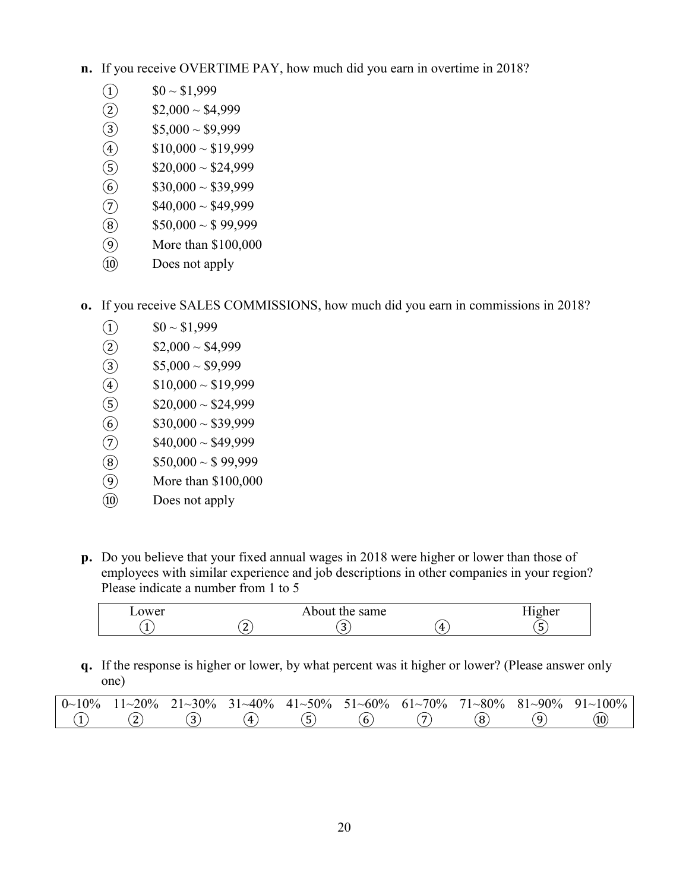**n.** If you receive OVERTIME PAY, how much did you earn in overtime in 2018?

① $0 ~ $1,999
② $2,000 ~ $4,999
③ $5,000 ~ $9,999
④ $10,000 ~ $19,999
⑤ $20,000 ~ $24,999
⑥ $30,000 ~ $39,999
⑦ $40,000 ~ $49,999
⑧ $50,000 ~ $ 99,999
⑨ More than $100,000
⑩ Does not apply

**o.** If you receive SALES COMMISSIONS, how much did you earn in commissions in 2018?

① $0 ~ $1,999
② $2,000 ~ $4,999
③ $5,000 ~ $9,999
④ $10,000 ~ $19,999
⑤ $20,000 ~ $24,999
⑥ $30,000 ~ $39,999
⑦ $40,000 ~ $49,999
⑧ $50,000 ~ $ 99,999
⑨ More than $100,000
⑩ Does not apply

**p.** Do you believe that your fixed annual wages in 2018 were higher or lower than those of employees with similar experience and job descriptions in other companies in your region? Please indicate a number from 1 to 5

| Lower | | About the same | | Higher |
|---|---|---|---|---|
| ① | ② | ③ | ④ | ⑤ |

**q.** If the response is higher or lower, by what percent was it higher or lower? (Please answer only one)

| 0~10% | 11~20% | 21~30% | 31~40% | 41~50% | 51~60% | 61~70% | 71~80% | 81~90% | 91~100% |
|---|---|---|---|---|---|---|---|---|---|
| ① | ② | ③ | ④ | ⑤ | ⑥ | ⑦ | ⑧ | ⑨ | ⑩ |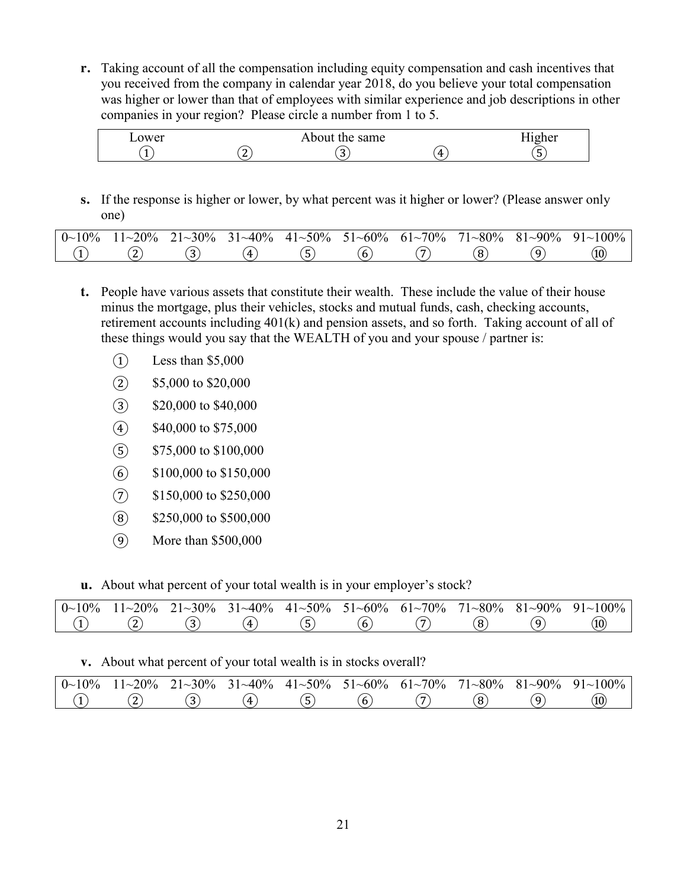**r.** Taking account of all the compensation including equity compensation and cash incentives that you received from the company in calendar year 2018, do you believe your total compensation was higher or lower than that of employees with similar experience and job descriptions in other companies in your region? Please circle a number from 1 to 5.

| Lower | | About the same | | Higher |
|---|---|---|---|---|
| ① | ② | ③ | ④ | ⑤ |

**s.** If the response is higher or lower, by what percent was it higher or lower? (Please answer only one)

| 0~10% | 11~20% | 21~30% | 31~40% | 41~50% | 51~60% | 61~70% | 71~80% | 81~90% | 91~100% |
|---|---|---|---|---|---|---|---|---|---|
| ① | ② | ③ | ④ | ⑤ | ⑥ | ⑦ | ⑧ | ⑨ | ⑩ |

**t.** People have various assets that constitute their wealth. These include the value of their house minus the mortgage, plus their vehicles, stocks and mutual funds, cash, checking accounts, retirement accounts including 401(k) and pension assets, and so forth. Taking account of all of these things would you say that the WEALTH of you and your spouse / partner is:

① Less than $5,000

② $5,000 to $20,000

③ $20,000 to $40,000

④ $40,000 to $75,000

⑤ $75,000 to $100,000

⑥ $100,000 to $150,000

⑦ $150,000 to $250,000

⑧ $250,000 to $500,000

⑨ More than $500,000

**u.** About what percent of your total wealth is in your employer's stock?

| 0~10% | 11~20% | 21~30% | 31~40% | 41~50% | 51~60% | 61~70% | 71~80% | 81~90% | 91~100% |
|---|---|---|---|---|---|---|---|---|---|
| ① | ② | ③ | ④ | ⑤ | ⑥ | ⑦ | ⑧ | ⑨ | ⑩ |

**v.** About what percent of your total wealth is in stocks overall?

| 0~10% | 11~20% | 21~30% | 31~40% | 41~50% | 51~60% | 61~70% | 71~80% | 81~90% | 91~100% |
|---|---|---|---|---|---|---|---|---|---|
| ① | ② | ③ | ④ | ⑤ | ⑥ | ⑦ | ⑧ | ⑨ | ⑩ |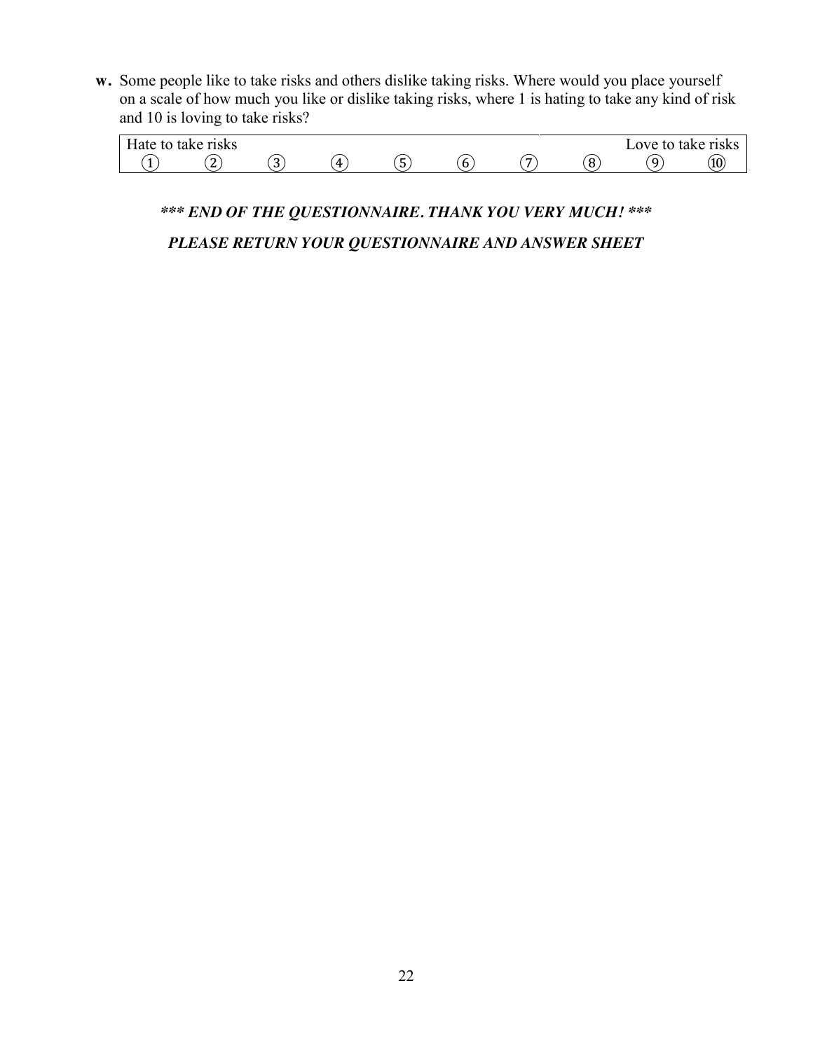**w.** Some people like to take risks and others dislike taking risks. Where would you place yourself on a scale of how much you like or dislike taking risks, where 1 is hating to take any kind of risk and 10 is loving to take risks?

| | | | | | | | | | |
|---|---|---|---|---|---|---|---|---|---|
| Hate to take risks | | | | | | | | | Love to take risks |
| ① | ② | ③ | ④ | ⑤ | ⑥ | ⑦ | ⑧ | ⑨ | ⑩ |

***\*\*\* END OF THE QUESTIONNAIRE. THANK YOU VERY MUCH! \*\*\****

***PLEASE RETURN YOUR QUESTIONNAIRE AND ANSWER SHEET***